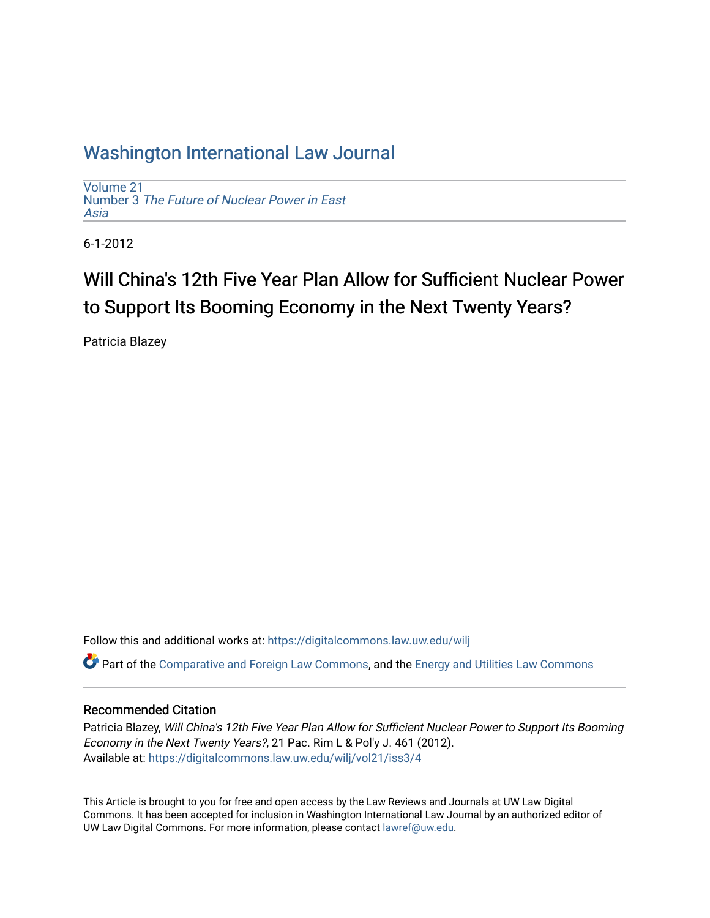# Washington International Law Journal

Volume 21
Number 3 *The Future of Nuclear Power in East Asia*

6-1-2012

## Will China's 12th Five Year Plan Allow for Sufficient Nuclear Power to Support Its Booming Economy in the Next Twenty Years?

Patricia Blazey

Follow this and additional works at: https://digitalcommons.law.uw.edu/wilj

Part of the Comparative and Foreign Law Commons, and the Energy and Utilities Law Commons

### Recommended Citation

Patricia Blazey, *Will China's 12th Five Year Plan Allow for Sufficient Nuclear Power to Support Its Booming Economy in the Next Twenty Years?*, 21 Pac. Rim L & Pol'y J. 461 (2012).
Available at: https://digitalcommons.law.uw.edu/wilj/vol21/iss3/4

This Article is brought to you for free and open access by the Law Reviews and Journals at UW Law Digital Commons. It has been accepted for inclusion in Washington International Law Journal by an authorized editor of UW Law Digital Commons. For more information, please contact lawref@uw.edu.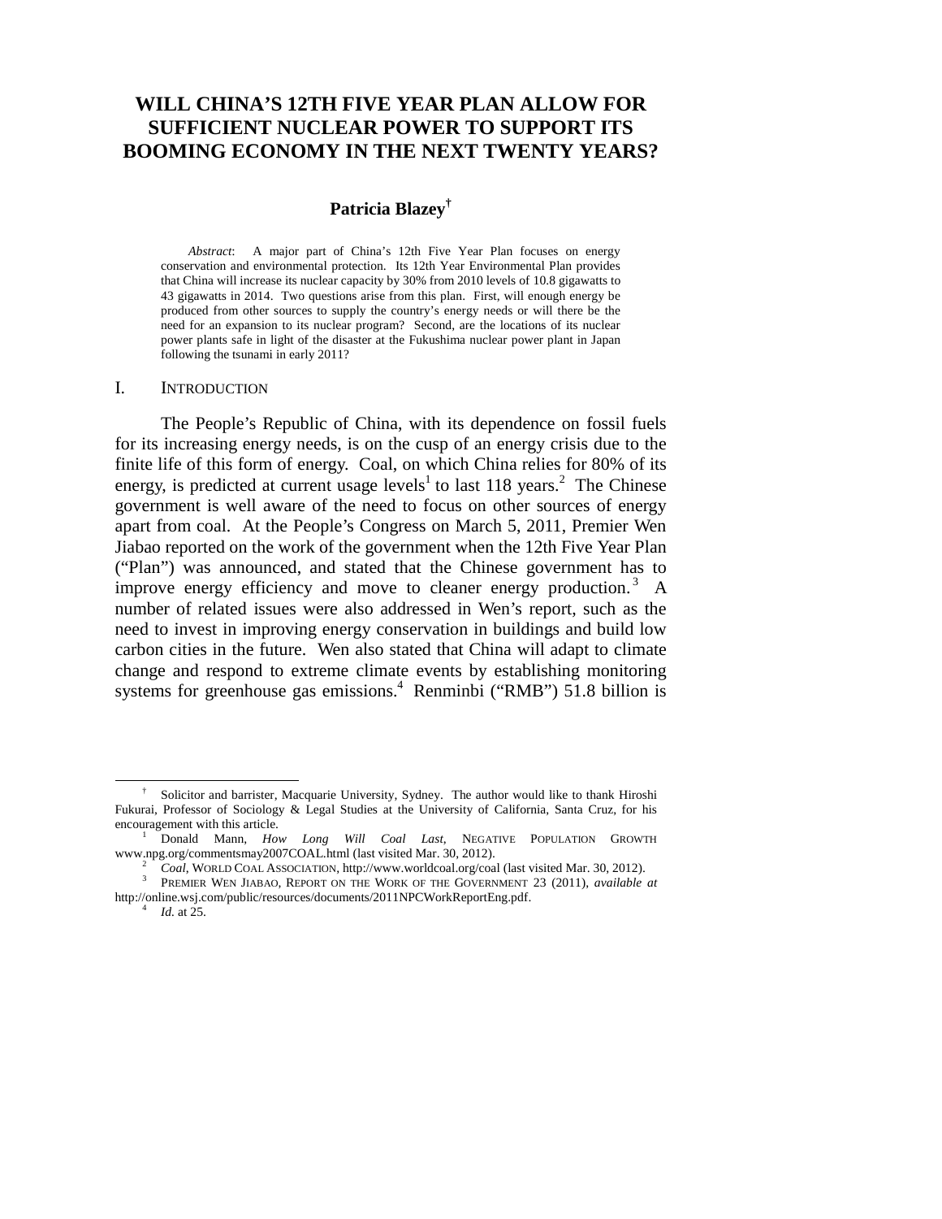# WILL CHINA'S 12TH FIVE YEAR PLAN ALLOW FOR SUFFICIENT NUCLEAR POWER TO SUPPORT ITS BOOMING ECONOMY IN THE NEXT TWENTY YEARS?

**Patricia Blazey**[†]

*Abstract*: A major part of China's 12th Five Year Plan focuses on energy conservation and environmental protection. Its 12th Year Environmental Plan provides that China will increase its nuclear capacity by 30% from 2010 levels of 10.8 gigawatts to 43 gigawatts in 2014. Two questions arise from this plan. First, will enough energy be produced from other sources to supply the country's energy needs or will there be the need for an expansion to its nuclear program? Second, are the locations of its nuclear power plants safe in light of the disaster at the Fukushima nuclear power plant in Japan following the tsunami in early 2011?

## I. INTRODUCTION

The People's Republic of China, with its dependence on fossil fuels for its increasing energy needs, is on the cusp of an energy crisis due to the finite life of this form of energy. Coal, on which China relies for 80% of its energy, is predicted at current usage levels[1] to last 118 years.[2] The Chinese government is well aware of the need to focus on other sources of energy apart from coal. At the People's Congress on March 5, 2011, Premier Wen Jiabao reported on the work of the government when the 12th Five Year Plan ("Plan") was announced, and stated that the Chinese government has to improve energy efficiency and move to cleaner energy production.[3] A number of related issues were also addressed in Wen's report, such as the need to invest in improving energy conservation in buildings and build low carbon cities in the future. Wen also stated that China will adapt to climate change and respond to extreme climate events by establishing monitoring systems for greenhouse gas emissions.[4] Renminbi ("RMB") 51.8 billion is

---

[†] Solicitor and barrister, Macquarie University, Sydney. The author would like to thank Hiroshi Fukurai, Professor of Sociology & Legal Studies at the University of California, Santa Cruz, for his encouragement with this article.

[1] Donald Mann, *How Long Will Coal Last*, NEGATIVE POPULATION GROWTH www.npg.org/commentsmay2007COAL.html (last visited Mar. 30, 2012).

[2] *Coal*, WORLD COAL ASSOCIATION, http://www.worldcoal.org/coal (last visited Mar. 30, 2012).

[3] PREMIER WEN JIABAO, REPORT ON THE WORK OF THE GOVERNMENT 23 (2011), *available at* http://online.wsj.com/public/resources/documents/2011NPCWorkReportEng.pdf.

[4] *Id.* at 25.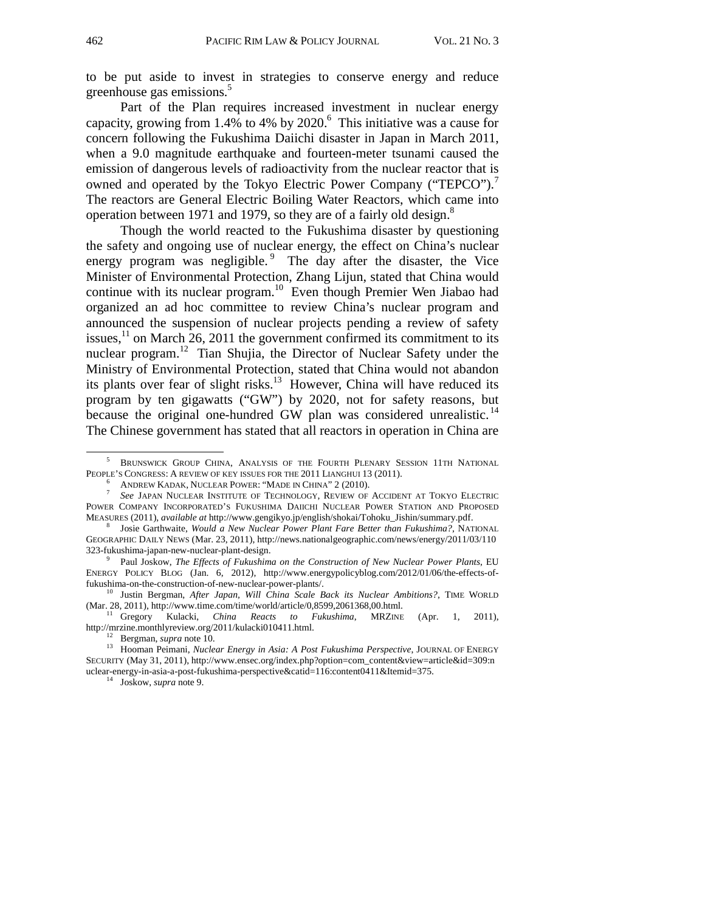to be put aside to invest in strategies to conserve energy and reduce greenhouse gas emissions.[5]

Part of the Plan requires increased investment in nuclear energy capacity, growing from 1.4% to 4% by 2020.[6] This initiative was a cause for concern following the Fukushima Daiichi disaster in Japan in March 2011, when a 9.0 magnitude earthquake and fourteen-meter tsunami caused the emission of dangerous levels of radioactivity from the nuclear reactor that is owned and operated by the Tokyo Electric Power Company ("TEPCO").[7] The reactors are General Electric Boiling Water Reactors, which came into operation between 1971 and 1979, so they are of a fairly old design.[8]

Though the world reacted to the Fukushima disaster by questioning the safety and ongoing use of nuclear energy, the effect on China's nuclear energy program was negligible.[9] The day after the disaster, the Vice Minister of Environmental Protection, Zhang Lijun, stated that China would continue with its nuclear program.[10] Even though Premier Wen Jiabao had organized an ad hoc committee to review China's nuclear program and announced the suspension of nuclear projects pending a review of safety issues,[11] on March 26, 2011 the government confirmed its commitment to its nuclear program.[12] Tian Shujia, the Director of Nuclear Safety under the Ministry of Environmental Protection, stated that China would not abandon its plants over fear of slight risks.[13] However, China will have reduced its program by ten gigawatts ("GW") by 2020, not for safety reasons, but because the original one-hundred GW plan was considered unrealistic.[14] The Chinese government has stated that all reactors in operation in China are

---

[5] BRUNSWICK GROUP CHINA, ANALYSIS OF THE FOURTH PLENARY SESSION 11TH NATIONAL PEOPLE'S CONGRESS: A REVIEW OF KEY ISSUES FOR THE 2011 LIANGHUI 13 (2011).

[6] ANDREW KADAK, NUCLEAR POWER: "MADE IN CHINA" 2 (2010).

[7] *See* JAPAN NUCLEAR INSTITUTE OF TECHNOLOGY, REVIEW OF ACCIDENT AT TOKYO ELECTRIC POWER COMPANY INCORPORATED'S FUKUSHIMA DAIICHI NUCLEAR POWER STATION AND PROPOSED MEASURES (2011), *available at* http://www.gengikyo.jp/english/shokai/Tohoku_Jishin/summary.pdf.

[8] Josie Garthwaite, *Would a New Nuclear Power Plant Fare Better than Fukushima?*, NATIONAL GEOGRAPHIC DAILY NEWS (Mar. 23, 2011), http://news.nationalgeographic.com/news/energy/2011/03/110323-fukushima-japan-new-nuclear-plant-design.

[9] Paul Joskow, *The Effects of Fukushima on the Construction of New Nuclear Power Plants*, EU ENERGY POLICY BLOG (Jan. 6, 2012), http://www.energypolicyblog.com/2012/01/06/the-effects-of-fukushima-on-the-construction-of-new-nuclear-power-plants/.

[10] Justin Bergman, *After Japan, Will China Scale Back its Nuclear Ambitions?*, TIME WORLD (Mar. 28, 2011), http://www.time.com/time/world/article/0,8599,2061368,00.html.

[11] Gregory Kulacki, *China Reacts to Fukushima*, MRZINE (Apr. 1, 2011), http://mrzine.monthlyreview.org/2011/kulacki010411.html.

[12] Bergman, *supra* note 10.

[13] Hooman Peimani, *Nuclear Energy in Asia: A Post Fukushima Perspective*, JOURNAL OF ENERGY SECURITY (May 31, 2011), http://www.ensec.org/index.php?option=com_content&view=article&id=309:nuclear-energy-in-asia-a-post-fukushima-perspective&catid=116:content0411&Itemid=375.

[14] Joskow, *supra* note 9.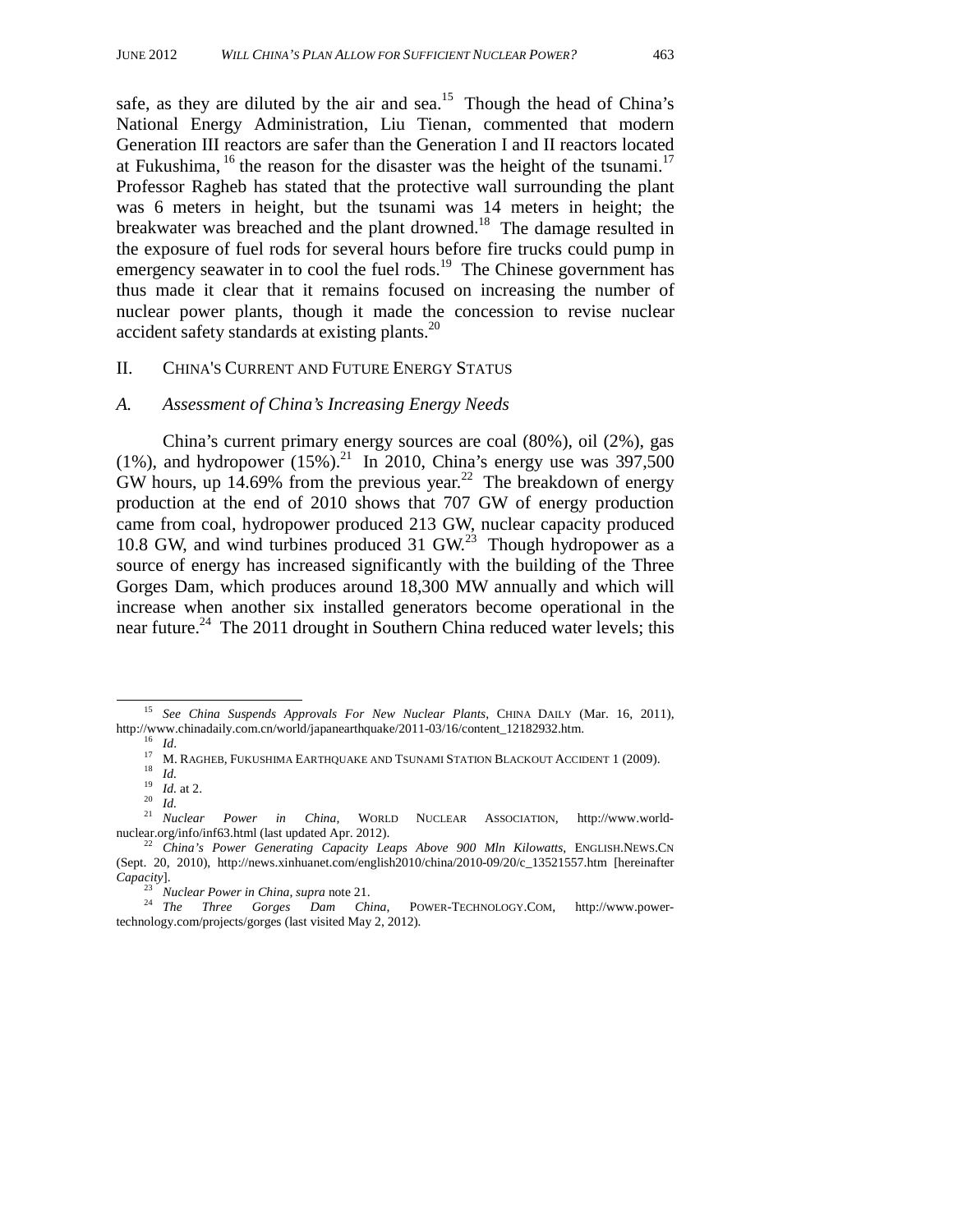safe, as they are diluted by the air and sea.[15] Though the head of China's National Energy Administration, Liu Tienan, commented that modern Generation III reactors are safer than the Generation I and II reactors located at Fukushima,[16] the reason for the disaster was the height of the tsunami.[17] Professor Ragheb has stated that the protective wall surrounding the plant was 6 meters in height, but the tsunami was 14 meters in height; the breakwater was breached and the plant drowned.[18] The damage resulted in the exposure of fuel rods for several hours before fire trucks could pump in emergency seawater in to cool the fuel rods.[19] The Chinese government has thus made it clear that it remains focused on increasing the number of nuclear power plants, though it made the concession to revise nuclear accident safety standards at existing plants.[20]

## II. CHINA'S CURRENT AND FUTURE ENERGY STATUS

### *A. Assessment of China's Increasing Energy Needs*

China's current primary energy sources are coal (80%), oil (2%), gas (1%), and hydropower (15%).[21] In 2010, China's energy use was 397,500 GW hours, up 14.69% from the previous year.[22] The breakdown of energy production at the end of 2010 shows that 707 GW of energy production came from coal, hydropower produced 213 GW, nuclear capacity produced 10.8 GW, and wind turbines produced 31 GW.[23] Though hydropower as a source of energy has increased significantly with the building of the Three Gorges Dam, which produces around 18,300 MW annually and which will increase when another six installed generators become operational in the near future.[24] The 2011 drought in Southern China reduced water levels; this

---

[15] *See China Suspends Approvals For New Nuclear Plants*, CHINA DAILY (Mar. 16, 2011), http://www.chinadaily.com.cn/world/japanearthquake/2011-03/16/content_12182932.htm.

[16] *Id*.

[17] M. RAGHEB, FUKUSHIMA EARTHQUAKE AND TSUNAMI STATION BLACKOUT ACCIDENT 1 (2009).

[18] *Id.*

[19] *Id.* at 2.

[20] *Id.*

[21] *Nuclear Power in China*, WORLD NUCLEAR ASSOCIATION, http://www.world-nuclear.org/info/inf63.html (last updated Apr. 2012).

[22] *China's Power Generating Capacity Leaps Above 900 Mln Kilowatts*, ENGLISH.NEWS.CN (Sept. 20, 2010), http://news.xinhuanet.com/english2010/china/2010-09/20/c_13521557.htm [hereinafter *Capacity*].

[23] *Nuclear Power in China*, *supra* note 21.

[24] *The Three Gorges Dam China*, POWER-TECHNOLOGY.COM, http://www.power-technology.com/projects/gorges (last visited May 2, 2012).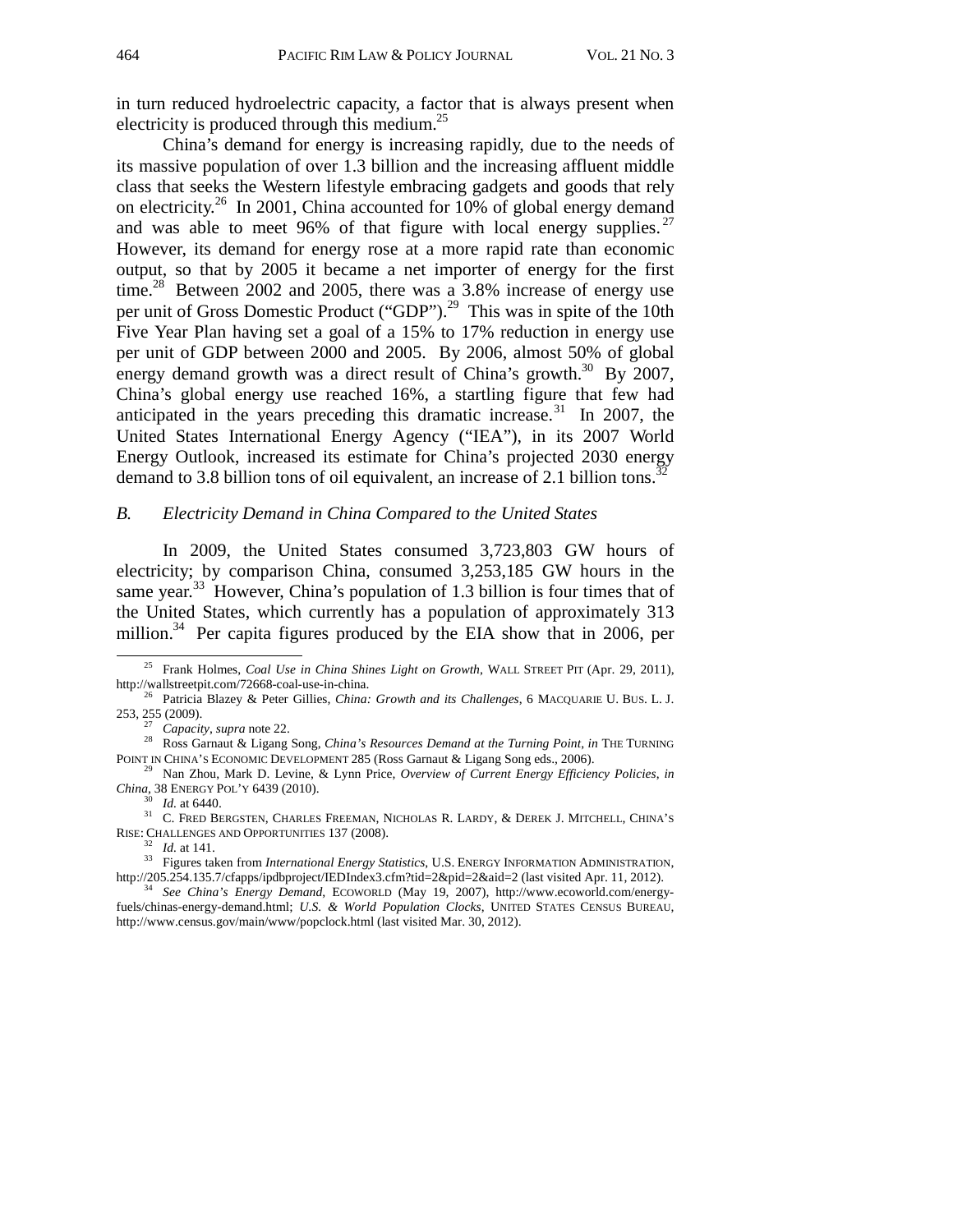in turn reduced hydroelectric capacity, a factor that is always present when electricity is produced through this medium.[25]

China's demand for energy is increasing rapidly, due to the needs of its massive population of over 1.3 billion and the increasing affluent middle class that seeks the Western lifestyle embracing gadgets and goods that rely on electricity.[26] In 2001, China accounted for 10% of global energy demand and was able to meet 96% of that figure with local energy supplies.[27] However, its demand for energy rose at a more rapid rate than economic output, so that by 2005 it became a net importer of energy for the first time.[28] Between 2002 and 2005, there was a 3.8% increase of energy use per unit of Gross Domestic Product ("GDP").[29] This was in spite of the 10th Five Year Plan having set a goal of a 15% to 17% reduction in energy use per unit of GDP between 2000 and 2005. By 2006, almost 50% of global energy demand growth was a direct result of China's growth.[30] By 2007, China's global energy use reached 16%, a startling figure that few had anticipated in the years preceding this dramatic increase.[31] In 2007, the United States International Energy Agency ("IEA"), in its 2007 World Energy Outlook, increased its estimate for China's projected 2030 energy demand to 3.8 billion tons of oil equivalent, an increase of 2.1 billion tons.[32]

### *B. Electricity Demand in China Compared to the United States*

In 2009, the United States consumed 3,723,803 GW hours of electricity; by comparison China, consumed 3,253,185 GW hours in the same year.[33] However, China's population of 1.3 billion is four times that of the United States, which currently has a population of approximately 313 million.[34] Per capita figures produced by the EIA show that in 2006, per

---

[25] Frank Holmes, *Coal Use in China Shines Light on Growth*, WALL STREET PIT (Apr. 29, 2011), http://wallstreetpit.com/72668-coal-use-in-china.

[26] Patricia Blazey & Peter Gillies, *China: Growth and its Challenges*, 6 MACQUARIE U. BUS. L. J. 253, 255 (2009).

[27] *Capacity*, *supra* note 22.

[28] Ross Garnaut & Ligang Song, *China's Resources Demand at the Turning Point*, *in* THE TURNING POINT IN CHINA'S ECONOMIC DEVELOPMENT 285 (Ross Garnaut & Ligang Song eds., 2006).

[29] Nan Zhou, Mark D. Levine, & Lynn Price, *Overview of Current Energy Efficiency Policies, in China*, 38 ENERGY POL'Y 6439 (2010).

[30] *Id.* at 6440.

[31] C. FRED BERGSTEN, CHARLES FREEMAN, NICHOLAS R. LARDY, & DEREK J. MITCHELL, CHINA'S RISE: CHALLENGES AND OPPORTUNITIES 137 (2008).

[32] *Id.* at 141.

[33] Figures taken from *International Energy Statistics*, U.S. ENERGY INFORMATION ADMINISTRATION, http://205.254.135.7/cfapps/ipdbproject/IEDIndex3.cfm?tid=2&pid=2&aid=2 (last visited Apr. 11, 2012).

[34] *See China's Energy Demand*, ECOWORLD (May 19, 2007), http://www.ecoworld.com/energy-fuels/chinas-energy-demand.html; *U.S. & World Population Clocks*, UNITED STATES CENSUS BUREAU, http://www.census.gov/main/www/popclock.html (last visited Mar. 30, 2012).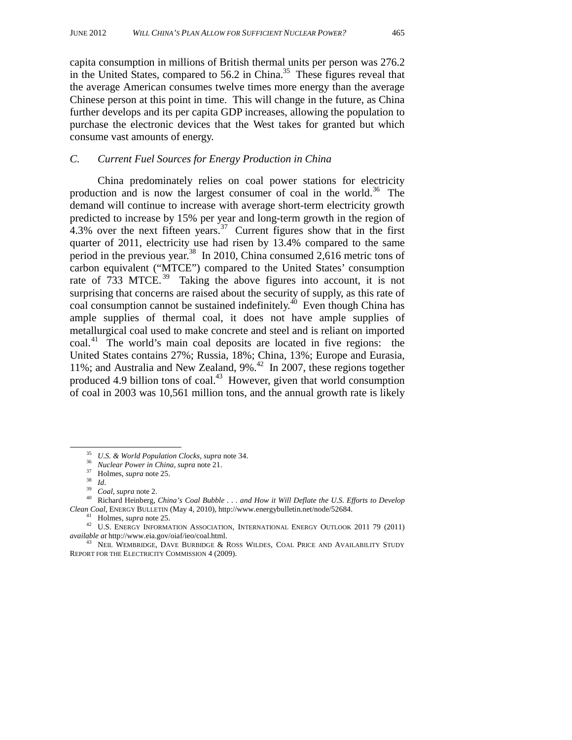capita consumption in millions of British thermal units per person was 276.2 in the United States, compared to 56.2 in China.[35] These figures reveal that the average American consumes twelve times more energy than the average Chinese person at this point in time. This will change in the future, as China further develops and its per capita GDP increases, allowing the population to purchase the electronic devices that the West takes for granted but which consume vast amounts of energy.

### *C. Current Fuel Sources for Energy Production in China*

China predominately relies on coal power stations for electricity production and is now the largest consumer of coal in the world.[36] The demand will continue to increase with average short-term electricity growth predicted to increase by 15% per year and long-term growth in the region of 4.3% over the next fifteen years.[37] Current figures show that in the first quarter of 2011, electricity use had risen by 13.4% compared to the same period in the previous year.[38] In 2010, China consumed 2,616 metric tons of carbon equivalent ("MTCE") compared to the United States' consumption rate of 733 MTCE.[39] Taking the above figures into account, it is not surprising that concerns are raised about the security of supply, as this rate of coal consumption cannot be sustained indefinitely.[40] Even though China has ample supplies of thermal coal, it does not have ample supplies of metallurgical coal used to make concrete and steel and is reliant on imported coal.[41] The world's main coal deposits are located in five regions: the United States contains 27%; Russia, 18%; China, 13%; Europe and Eurasia, 11%; and Australia and New Zealand, 9%.[42] In 2007, these regions together produced 4.9 billion tons of coal.[43] However, given that world consumption of coal in 2003 was 10,561 million tons, and the annual growth rate is likely

---

[35] *U.S. & World Population Clocks*, *supra* note 34.

[36] *Nuclear Power in China*, *supra* note 21.

[37] Holmes, *supra* note 25.

[38] *Id*.

[39] *Coal*, *supra* note 2.

[40] Richard Heinberg, *China's Coal Bubble . . . and How it Will Deflate the U.S. Efforts to Develop Clean Coal*, ENERGY BULLETIN (May 4, 2010), http://www.energybulletin.net/node/52684.

[41] Holmes, *supra* note 25.

[42] U.S. ENERGY INFORMATION ASSOCIATION, INTERNATIONAL ENERGY OUTLOOK 2011 79 (2011) *available at* http://www.eia.gov/oiaf/ieo/coal.html.

[43] NEIL WEMBRIDGE, DAVE BURBIDGE & ROSS WILDES, COAL PRICE AND AVAILABILITY STUDY REPORT FOR THE ELECTRICITY COMMISSION 4 (2009).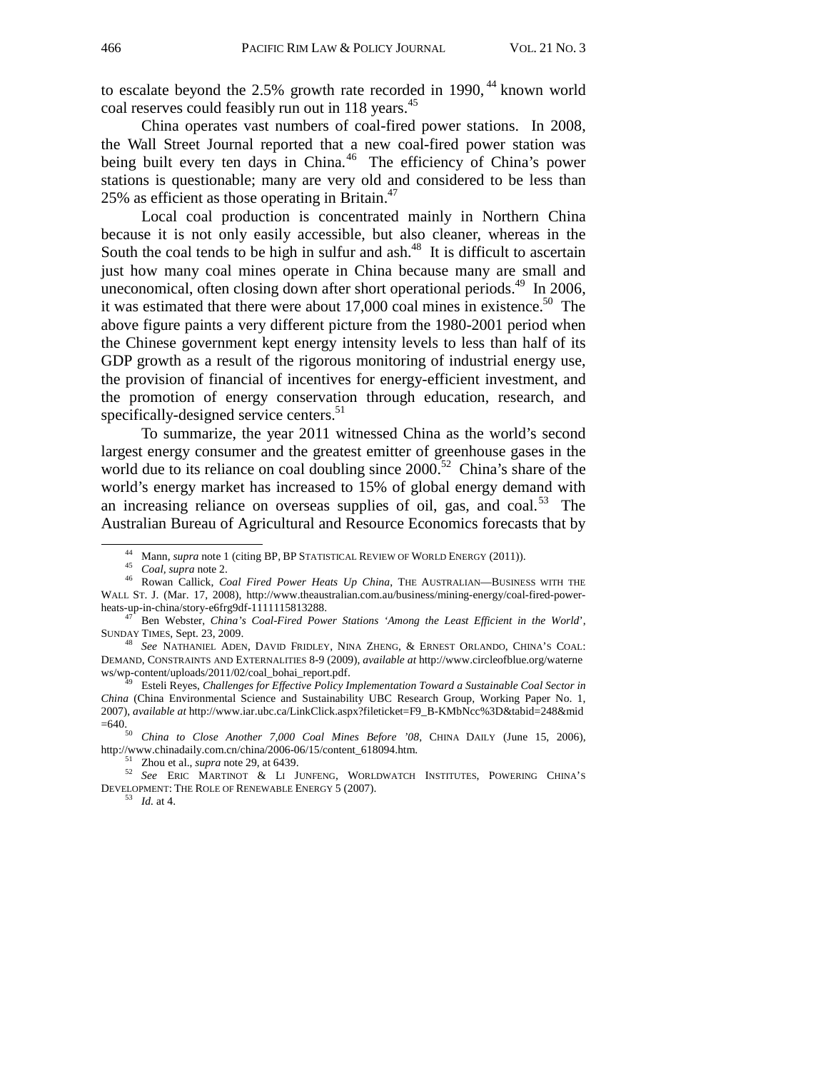to escalate beyond the 2.5% growth rate recorded in 1990,[44] known world coal reserves could feasibly run out in 118 years.[45]

China operates vast numbers of coal-fired power stations. In 2008, the Wall Street Journal reported that a new coal-fired power station was being built every ten days in China.[46] The efficiency of China's power stations is questionable; many are very old and considered to be less than 25% as efficient as those operating in Britain.[47]

Local coal production is concentrated mainly in Northern China because it is not only easily accessible, but also cleaner, whereas in the South the coal tends to be high in sulfur and ash.[48] It is difficult to ascertain just how many coal mines operate in China because many are small and uneconomical, often closing down after short operational periods.[49] In 2006, it was estimated that there were about 17,000 coal mines in existence.[50] The above figure paints a very different picture from the 1980-2001 period when the Chinese government kept energy intensity levels to less than half of its GDP growth as a result of the rigorous monitoring of industrial energy use, the provision of financial of incentives for energy-efficient investment, and the promotion of energy conservation through education, research, and specifically-designed service centers.[51]

To summarize, the year 2011 witnessed China as the world's second largest energy consumer and the greatest emitter of greenhouse gases in the world due to its reliance on coal doubling since 2000.[52] China's share of the world's energy market has increased to 15% of global energy demand with an increasing reliance on overseas supplies of oil, gas, and coal.[53] The Australian Bureau of Agricultural and Resource Economics forecasts that by

---

[44] Mann, *supra* note 1 (citing BP, BP STATISTICAL REVIEW OF WORLD ENERGY (2011)).

[45] *Coal*, *supra* note 2.

[46] Rowan Callick, *Coal Fired Power Heats Up China*, THE AUSTRALIAN—BUSINESS WITH THE WALL ST. J. (Mar. 17, 2008), http://www.theaustralian.com.au/business/mining-energy/coal-fired-power-heats-up-in-china/story-e6frg9df-1111115813288.

[47] Ben Webster, *China's Coal-Fired Power Stations 'Among the Least Efficient in the World'*, SUNDAY TIMES, Sept. 23, 2009.

[48] *See* NATHANIEL ADEN, DAVID FRIDLEY, NINA ZHENG, & ERNEST ORLANDO, CHINA'S COAL: DEMAND, CONSTRAINTS AND EXTERNALITIES 8-9 (2009), *available at* http://www.circleofblue.org/waternews/wp-content/uploads/2011/02/coal_bohai_report.pdf.

[49] Esteli Reyes, *Challenges for Effective Policy Implementation Toward a Sustainable Coal Sector in China* (China Environmental Science and Sustainability UBC Research Group, Working Paper No. 1, 2007), *available at* http://www.iar.ubc.ca/LinkClick.aspx?fileticket=F9_B-KMbNcc%3D&tabid=248&mid=640.

[50] *China to Close Another 7,000 Coal Mines Before '08*, CHINA DAILY (June 15, 2006), http://www.chinadaily.com.cn/china/2006-06/15/content_618094.htm.

[51] Zhou et al., *supra* note 29, at 6439.

[52] *See* ERIC MARTINOT & LI JUNFENG, WORLDWATCH INSTITUTES, POWERING CHINA'S DEVELOPMENT: THE ROLE OF RENEWABLE ENERGY 5 (2007).

[53] *Id.* at 4.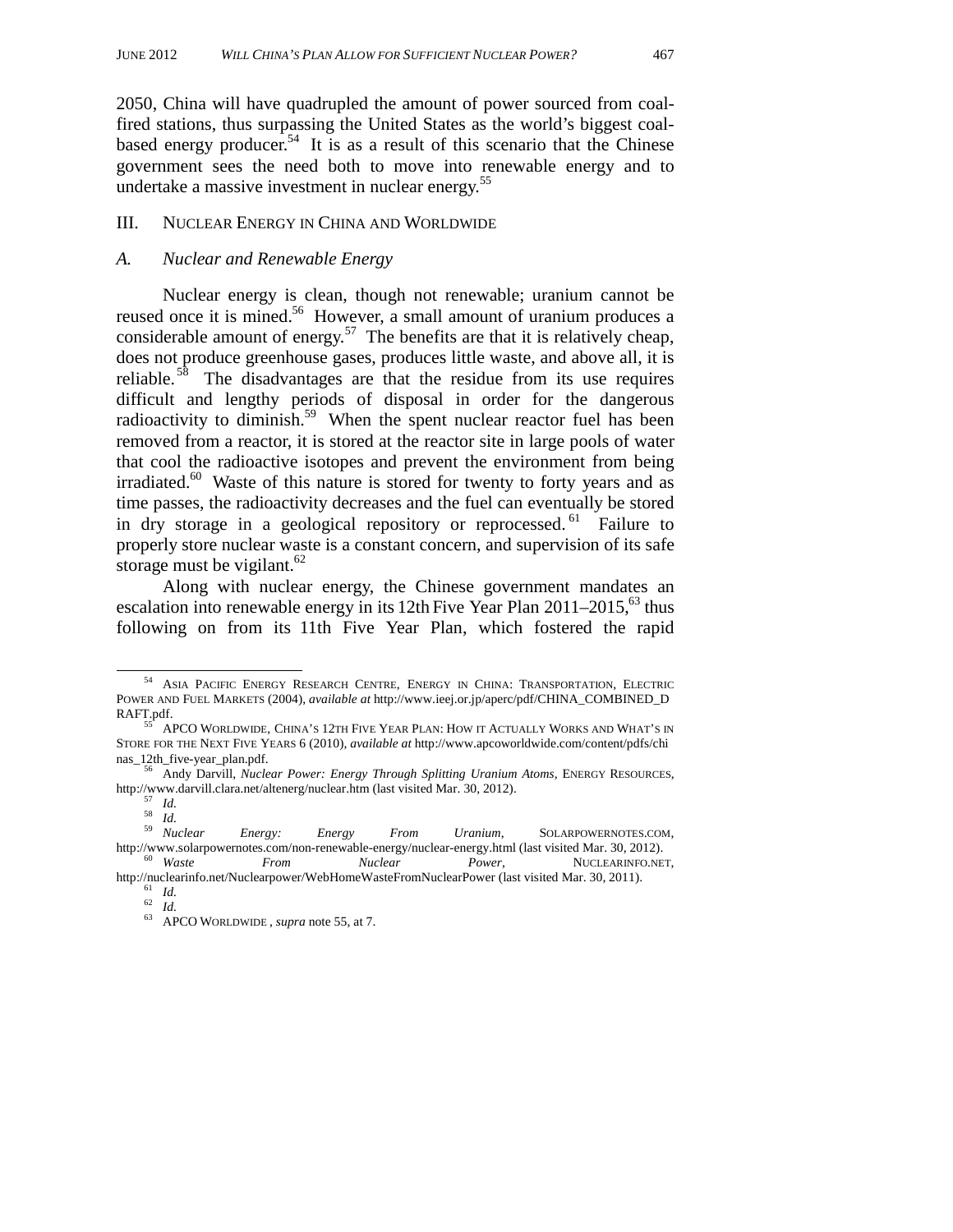2050, China will have quadrupled the amount of power sourced from coal-fired stations, thus surpassing the United States as the world's biggest coal-based energy producer.[54] It is as a result of this scenario that the Chinese government sees the need both to move into renewable energy and to undertake a massive investment in nuclear energy.[55]

## III. NUCLEAR ENERGY IN CHINA AND WORLDWIDE

### *A. Nuclear and Renewable Energy*

Nuclear energy is clean, though not renewable; uranium cannot be reused once it is mined.[56] However, a small amount of uranium produces a considerable amount of energy.[57] The benefits are that it is relatively cheap, does not produce greenhouse gases, produces little waste, and above all, it is reliable.[58] The disadvantages are that the residue from its use requires difficult and lengthy periods of disposal in order for the dangerous radioactivity to diminish.[59] When the spent nuclear reactor fuel has been removed from a reactor, it is stored at the reactor site in large pools of water that cool the radioactive isotopes and prevent the environment from being irradiated.[60] Waste of this nature is stored for twenty to forty years and as time passes, the radioactivity decreases and the fuel can eventually be stored in dry storage in a geological repository or reprocessed.[61] Failure to properly store nuclear waste is a constant concern, and supervision of its safe storage must be vigilant.[62]

Along with nuclear energy, the Chinese government mandates an escalation into renewable energy in its 12th Five Year Plan 2011–2015,[63] thus following on from its 11th Five Year Plan, which fostered the rapid

---

[54] ASIA PACIFIC ENERGY RESEARCH CENTRE, ENERGY IN CHINA: TRANSPORTATION, ELECTRIC POWER AND FUEL MARKETS (2004), *available at* http://www.ieej.or.jp/aperc/pdf/CHINA_COMBINED_DRAFT.pdf.

[55] APCO WORLDWIDE, CHINA'S 12TH FIVE YEAR PLAN: HOW IT ACTUALLY WORKS AND WHAT'S IN STORE FOR THE NEXT FIVE YEARS 6 (2010), *available at* http://www.apcoworldwide.com/content/pdfs/chinas_12th_five-year_plan.pdf.

[56] Andy Darvill, *Nuclear Power: Energy Through Splitting Uranium Atoms*, ENERGY RESOURCES, http://www.darvill.clara.net/altenerg/nuclear.htm (last visited Mar. 30, 2012).

[57] *Id.*

[58] *Id.*

[59] *Nuclear Energy: Energy From Uranium*, SOLARPOWERNOTES.COM, http://www.solarpowernotes.com/non-renewable-energy/nuclear-energy.html (last visited Mar. 30, 2012).

[60] *Waste From Nuclear Power*, NUCLEARINFO.NET, http://nuclearinfo.net/Nuclearpower/WebHomeWasteFromNuclearPower (last visited Mar. 30, 2011).

[61] *Id.*

[62] *Id.*

[63] APCO WORLDWIDE , *supra* note 55, at 7.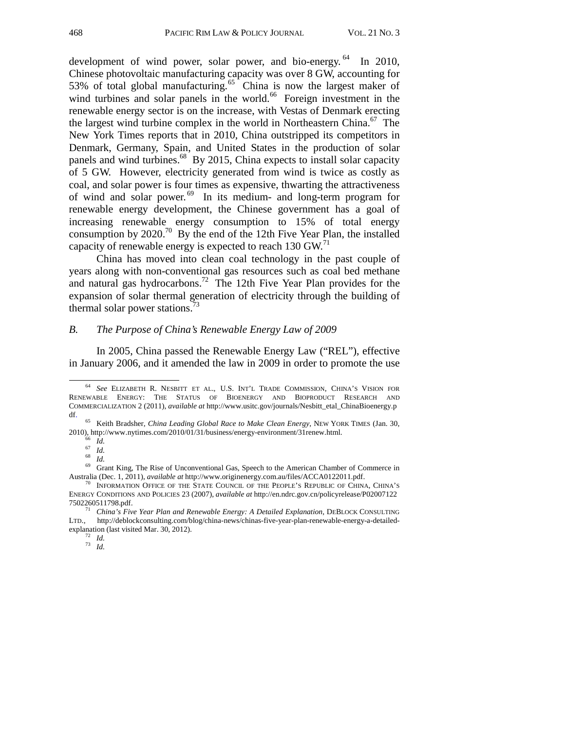development of wind power, solar power, and bio-energy.[64] In 2010, Chinese photovoltaic manufacturing capacity was over 8 GW, accounting for 53% of total global manufacturing.[65] China is now the largest maker of wind turbines and solar panels in the world.[66] Foreign investment in the renewable energy sector is on the increase, with Vestas of Denmark erecting the largest wind turbine complex in the world in Northeastern China.[67] The New York Times reports that in 2010, China outstripped its competitors in Denmark, Germany, Spain, and United States in the production of solar panels and wind turbines.[68] By 2015, China expects to install solar capacity of 5 GW. However, electricity generated from wind is twice as costly as coal, and solar power is four times as expensive, thwarting the attractiveness of wind and solar power.[69] In its medium- and long-term program for renewable energy development, the Chinese government has a goal of increasing renewable energy consumption to 15% of total energy consumption by 2020.[70] By the end of the 12th Five Year Plan, the installed capacity of renewable energy is expected to reach 130 GW.[71]

China has moved into clean coal technology in the past couple of years along with non-conventional gas resources such as coal bed methane and natural gas hydrocarbons.[72] The 12th Five Year Plan provides for the expansion of solar thermal generation of electricity through the building of thermal solar power stations.[73]

### *B. The Purpose of China's Renewable Energy Law of 2009*

In 2005, China passed the Renewable Energy Law ("REL"), effective in January 2006, and it amended the law in 2009 in order to promote the use

---

[64] *See* ELIZABETH R. NESBITT ET AL., U.S. INT'L TRADE COMMISSION, CHINA'S VISION FOR RENEWABLE ENERGY: THE STATUS OF BIOENERGY AND BIOPRODUCT RESEARCH AND COMMERCIALIZATION 2 (2011), *available at* http://www.usitc.gov/journals/Nesbitt_etal_ChinaBioenergy.pdf.

[65] Keith Bradsher, *China Leading Global Race to Make Clean Energy*, NEW YORK TIMES (Jan. 30, 2010), http://www.nytimes.com/2010/01/31/business/energy-environment/31renew.html.

[66] *Id.*

[67] *Id.*

[68] *Id.*

[69] Grant King, The Rise of Unconventional Gas, Speech to the American Chamber of Commerce in Australia (Dec. 1, 2011), *available at* http://www.originenergy.com.au/files/ACCA0122011.pdf.

[70] INFORMATION OFFICE OF THE STATE COUNCIL OF THE PEOPLE'S REPUBLIC OF CHINA, CHINA'S ENERGY CONDITIONS AND POLICIES 23 (2007), *available at* http://en.ndrc.gov.cn/policyrelease/P020071227502260511798.pdf.

[71] *China's Five Year Plan and Renewable Energy: A Detailed Explanation*, DEBLOCK CONSULTING LTD., http://deblockconsulting.com/blog/china-news/chinas-five-year-plan-renewable-energy-a-detailed-explanation (last visited Mar. 30, 2012).

[72] *Id.*

[73] *Id.*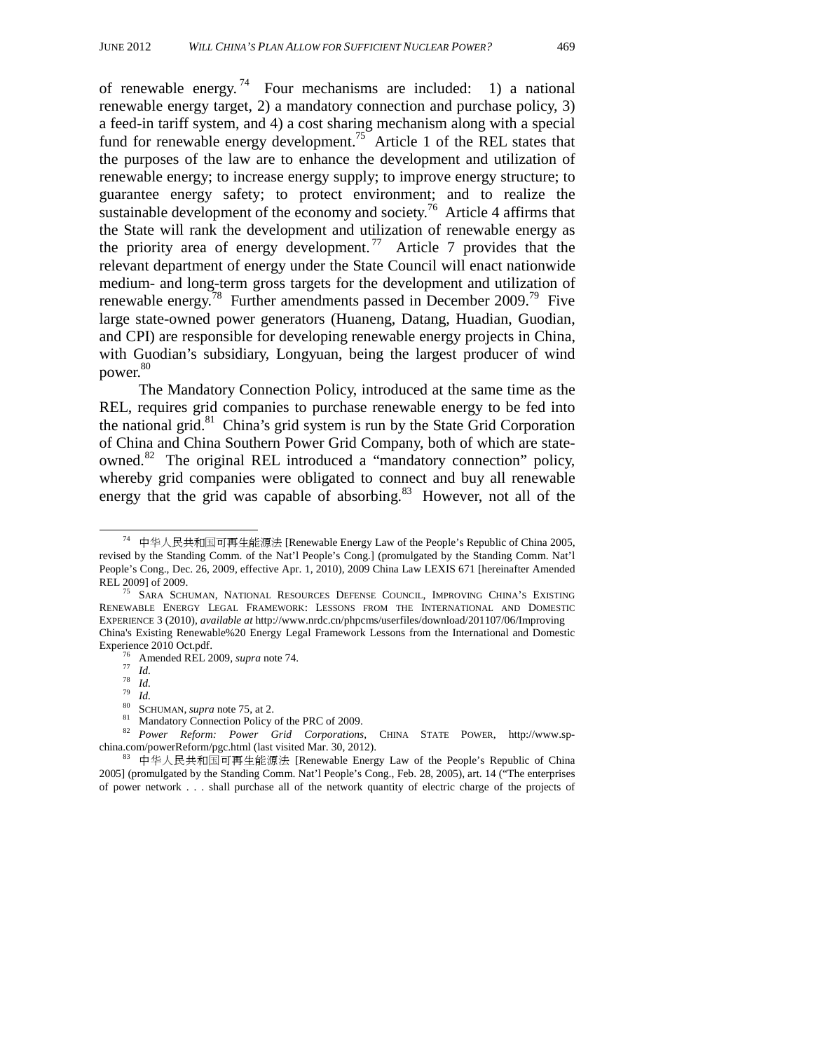of renewable energy.[74] Four mechanisms are included: 1) a national renewable energy target, 2) a mandatory connection and purchase policy, 3) a feed-in tariff system, and 4) a cost sharing mechanism along with a special fund for renewable energy development.[75] Article 1 of the REL states that the purposes of the law are to enhance the development and utilization of renewable energy; to increase energy supply; to improve energy structure; to guarantee energy safety; to protect environment; and to realize the sustainable development of the economy and society.[76] Article 4 affirms that the State will rank the development and utilization of renewable energy as the priority area of energy development.[77] Article 7 provides that the relevant department of energy under the State Council will enact nationwide medium- and long-term gross targets for the development and utilization of renewable energy.[78] Further amendments passed in December 2009.[79] Five large state-owned power generators (Huaneng, Datang, Huadian, Guodian, and CPI) are responsible for developing renewable energy projects in China, with Guodian's subsidiary, Longyuan, being the largest producer of wind power.[80]

The Mandatory Connection Policy, introduced at the same time as the REL, requires grid companies to purchase renewable energy to be fed into the national grid.[81] China's grid system is run by the State Grid Corporation of China and China Southern Power Grid Company, both of which are state-owned.[82] The original REL introduced a "mandatory connection" policy, whereby grid companies were obligated to connect and buy all renewable energy that the grid was capable of absorbing.[83] However, not all of the

---

[74] 中华人民共和国可再生能源法 [Renewable Energy Law of the People's Republic of China 2005, revised by the Standing Comm. of the Nat'l People's Cong.] (promulgated by the Standing Comm. Nat'l People's Cong., Dec. 26, 2009, effective Apr. 1, 2010), 2009 China Law LEXIS 671 [hereinafter Amended REL 2009] of 2009.

[75] SARA SCHUMAN, NATIONAL RESOURCES DEFENSE COUNCIL, IMPROVING CHINA'S EXISTING RENEWABLE ENERGY LEGAL FRAMEWORK: LESSONS FROM THE INTERNATIONAL AND DOMESTIC EXPERIENCE 3 (2010), *available at* http://www.nrdc.cn/phpcms/userfiles/download/201107/06/Improving China's Existing Renewable%20 Energy Legal Framework Lessons from the International and Domestic Experience 2010 Oct.pdf.

[76] Amended REL 2009, *supra* note 74.

[77] *Id.*

[78] *Id.*

[79] *Id.*

[80] SCHUMAN, *supra* note 75, at 2.

[81] Mandatory Connection Policy of the PRC of 2009.

[82] *Power Reform: Power Grid Corporations*, CHINA STATE POWER, http://www.sp-china.com/powerReform/pgc.html (last visited Mar. 30, 2012).

[83] 中华人民共和国可再生能源法 [Renewable Energy Law of the People's Republic of China 2005] (promulgated by the Standing Comm. Nat'l People's Cong., Feb. 28, 2005), art. 14 ("The enterprises of power network . . . shall purchase all of the network quantity of electric charge of the projects of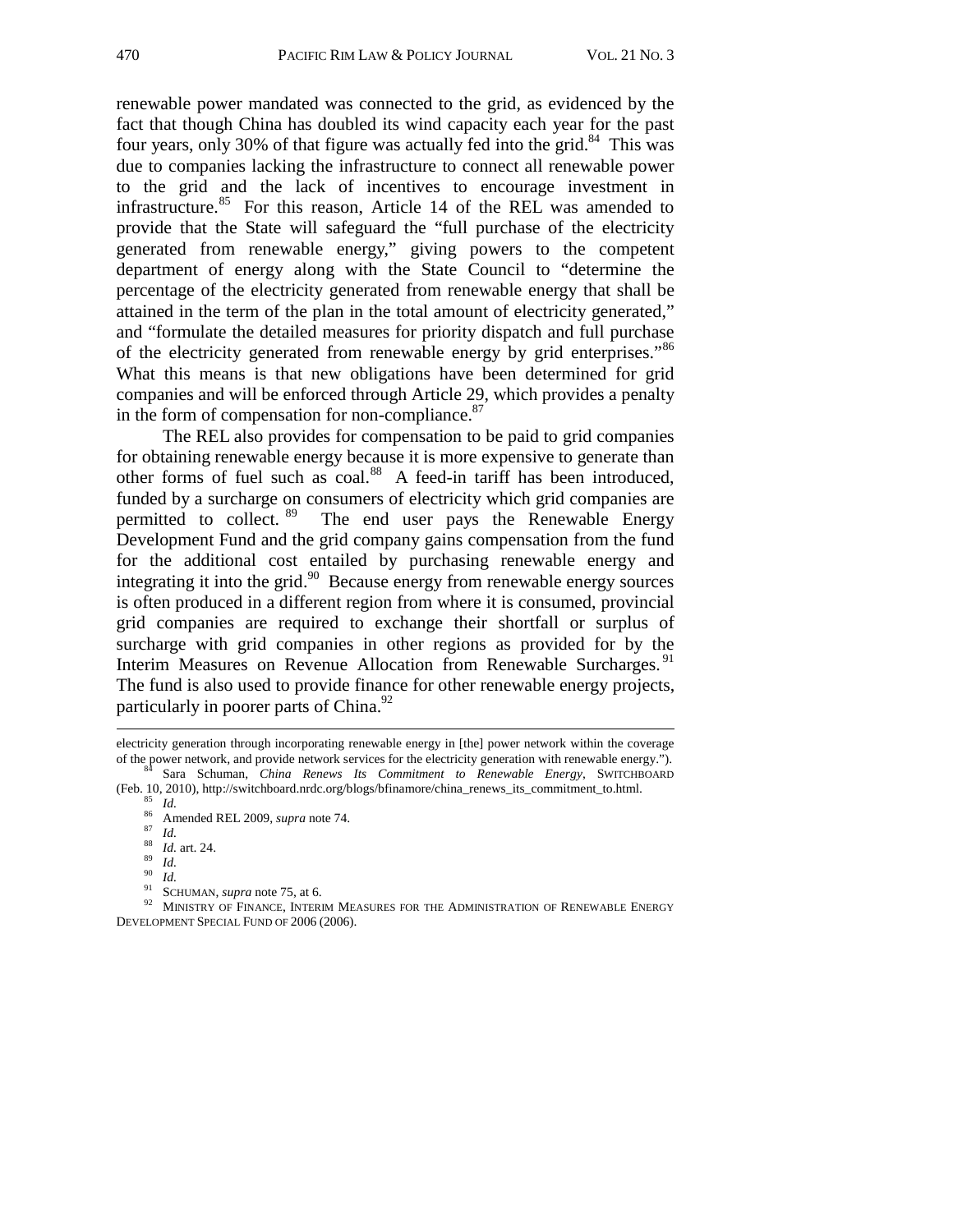renewable power mandated was connected to the grid, as evidenced by the fact that though China has doubled its wind capacity each year for the past four years, only 30% of that figure was actually fed into the grid.[84] This was due to companies lacking the infrastructure to connect all renewable power to the grid and the lack of incentives to encourage investment in infrastructure.[85] For this reason, Article 14 of the REL was amended to provide that the State will safeguard the "full purchase of the electricity generated from renewable energy," giving powers to the competent department of energy along with the State Council to "determine the percentage of the electricity generated from renewable energy that shall be attained in the term of the plan in the total amount of electricity generated," and "formulate the detailed measures for priority dispatch and full purchase of the electricity generated from renewable energy by grid enterprises."[86] What this means is that new obligations have been determined for grid companies and will be enforced through Article 29, which provides a penalty in the form of compensation for non-compliance.[87]

The REL also provides for compensation to be paid to grid companies for obtaining renewable energy because it is more expensive to generate than other forms of fuel such as coal.[88] A feed-in tariff has been introduced, funded by a surcharge on consumers of electricity which grid companies are permitted to collect.[89] The end user pays the Renewable Energy Development Fund and the grid company gains compensation from the fund for the additional cost entailed by purchasing renewable energy and integrating it into the grid.[90] Because energy from renewable energy sources is often produced in a different region from where it is consumed, provincial grid companies are required to exchange their shortfall or surplus of surcharge with grid companies in other regions as provided for by the Interim Measures on Revenue Allocation from Renewable Surcharges.[91] The fund is also used to provide finance for other renewable energy projects, particularly in poorer parts of China.[92]

---

electricity generation through incorporating renewable energy in [the] power network within the coverage of the power network, and provide network services for the electricity generation with renewable energy.").

[84] Sara Schuman, *China Renews Its Commitment to Renewable Energy*, SWITCHBOARD (Feb. 10, 2010), http://switchboard.nrdc.org/blogs/bfinamore/china_renews_its_commitment_to.html.

[85] *Id.*

[86] Amended REL 2009, *supra* note 74.

[87] *Id.*

[88] *Id.* art. 24.

[89] *Id.*

[90] *Id.*

[91] SCHUMAN, *supra* note 75, at 6.

[92] MINISTRY OF FINANCE, INTERIM MEASURES FOR THE ADMINISTRATION OF RENEWABLE ENERGY DEVELOPMENT SPECIAL FUND OF 2006 (2006).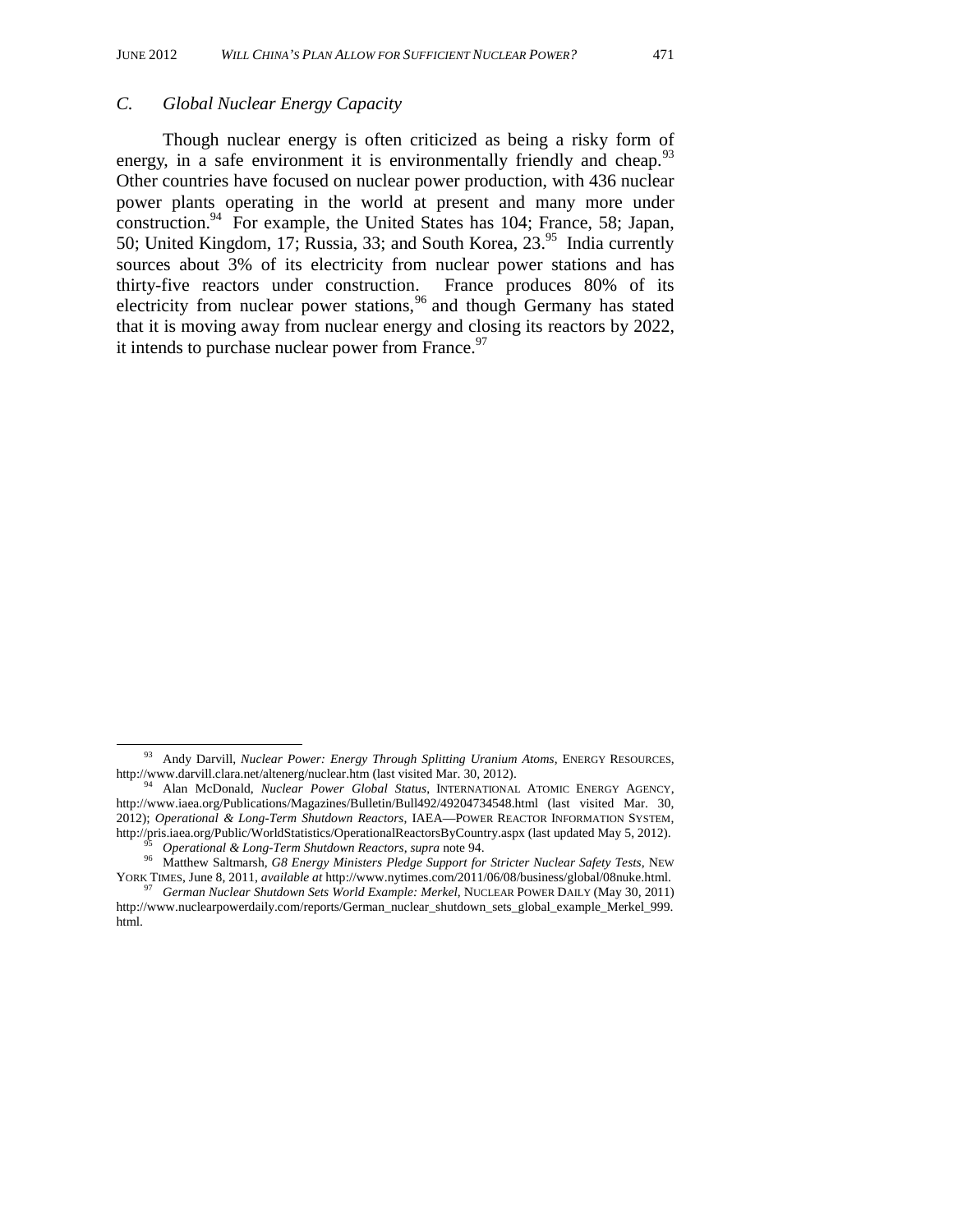### C. *Global Nuclear Energy Capacity*

Though nuclear energy is often criticized as being a risky form of energy, in a safe environment it is environmentally friendly and cheap.[93] Other countries have focused on nuclear power production, with 436 nuclear power plants operating in the world at present and many more under construction.[94] For example, the United States has 104; France, 58; Japan, 50; United Kingdom, 17; Russia, 33; and South Korea, 23.[95] India currently sources about 3% of its electricity from nuclear power stations and has thirty-five reactors under construction. France produces 80% of its electricity from nuclear power stations,[96] and though Germany has stated that it is moving away from nuclear energy and closing its reactors by 2022, it intends to purchase nuclear power from France.[97]

---

[93] Andy Darvill, *Nuclear Power: Energy Through Splitting Uranium Atoms*, ENERGY RESOURCES, http://www.darvill.clara.net/altenerg/nuclear.htm (last visited Mar. 30, 2012).

[94] Alan McDonald, *Nuclear Power Global Status*, INTERNATIONAL ATOMIC ENERGY AGENCY, http://www.iaea.org/Publications/Magazines/Bulletin/Bull492/49204734548.html (last visited Mar. 30, 2012); *Operational & Long-Term Shutdown Reactors*, IAEA—POWER REACTOR INFORMATION SYSTEM, http://pris.iaea.org/Public/WorldStatistics/OperationalReactorsByCountry.aspx (last updated May 5, 2012).

[95] *Operational & Long-Term Shutdown Reactors*, *supra* note 94.

[96] Matthew Saltmarsh, *G8 Energy Ministers Pledge Support for Stricter Nuclear Safety Tests*, NEW YORK TIMES, June 8, 2011, *available at* http://www.nytimes.com/2011/06/08/business/global/08nuke.html.

[97] *German Nuclear Shutdown Sets World Example: Merkel*, NUCLEAR POWER DAILY (May 30, 2011) http://www.nuclearpowerdaily.com/reports/German_nuclear_shutdown_sets_global_example_Merkel_999.html.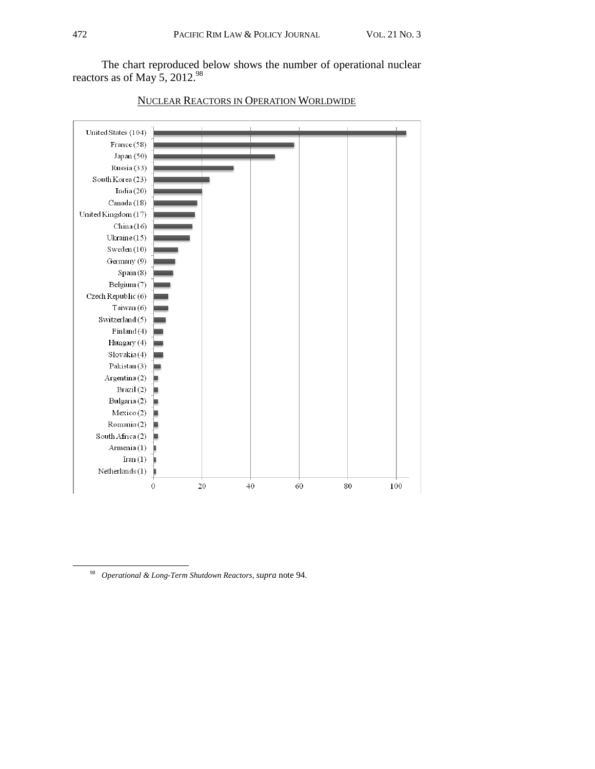The chart reproduced below shows the number of operational nuclear reactors as of May 5, 2012.[98]

NUCLEAR REACTORS IN OPERATION WORLDWIDE

| Country | Reactors |
| --- | --- |
| United States | 104 |
| France | 58 |
| Japan | 50 |
| Russia | 33 |
| South Korea | 23 |
| India | 20 |
| Canada | 18 |
| United Kingdom | 17 |
| China | 16 |
| Ukraine | 15 |
| Sweden | 10 |
| Germany | 9 |
| Spain | 8 |
| Belgium | 7 |
| Czech Republic | 6 |
| Taiwan | 6 |
| Switzerland | 5 |
| Finland | 4 |
| Hungary | 4 |
| Slovakia | 4 |
| Pakistan | 3 |
| Argentina | 2 |
| Brazil | 2 |
| Bulgaria | 2 |
| Mexico | 2 |
| Romania | 2 |
| South Africa | 2 |
| Armenia | 1 |
| Iran | 1 |
| Netherlands | 1 |

[98] *Operational & Long-Term Shutdown Reactors*, *supra* note 94.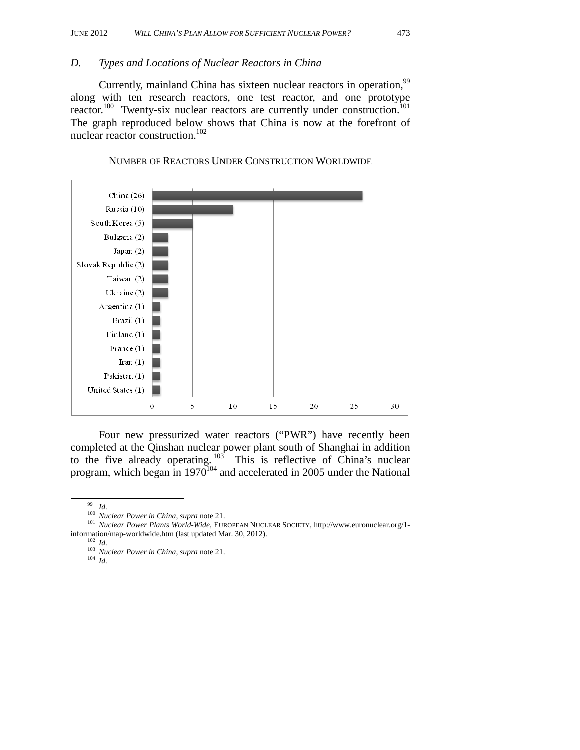### D. Types and Locations of Nuclear Reactors in China

Currently, mainland China has sixteen nuclear reactors in operation,[99] along with ten research reactors, one test reactor, and one prototype reactor.[100] Twenty-six nuclear reactors are currently under construction.[101] The graph reproduced below shows that China is now at the forefront of nuclear reactor construction.[102]

NUMBER OF REACTORS UNDER CONSTRUCTION WORLDWIDE

| Country | Reactors Under Construction |
| --- | --- |
| China | 26 |
| Russia | 10 |
| South Korea | 5 |
| Bulgaria | 2 |
| Japan | 2 |
| Slovak Republic | 2 |
| Taiwan | 2 |
| Ukraine | 2 |
| Argentina | 1 |
| Brazil | 1 |
| Finland | 1 |
| France | 1 |
| Iran | 1 |
| Pakistan | 1 |
| United States | 1 |

Four new pressurized water reactors ("PWR") have recently been completed at the Qinshan nuclear power plant south of Shanghai in addition to the five already operating.[103] This is reflective of China's nuclear program, which began in 1970[104] and accelerated in 2005 under the National

---

[99] *Id.*

[100] *Nuclear Power in China*, *supra* note 21.

[101] *Nuclear Power Plants World-Wide*, EUROPEAN NUCLEAR SOCIETY, http://www.euronuclear.org/1-information/map-worldwide.htm (last updated Mar. 30, 2012).

[102] *Id.*

[103] *Nuclear Power in China*, *supra* note 21.

[104] *Id.*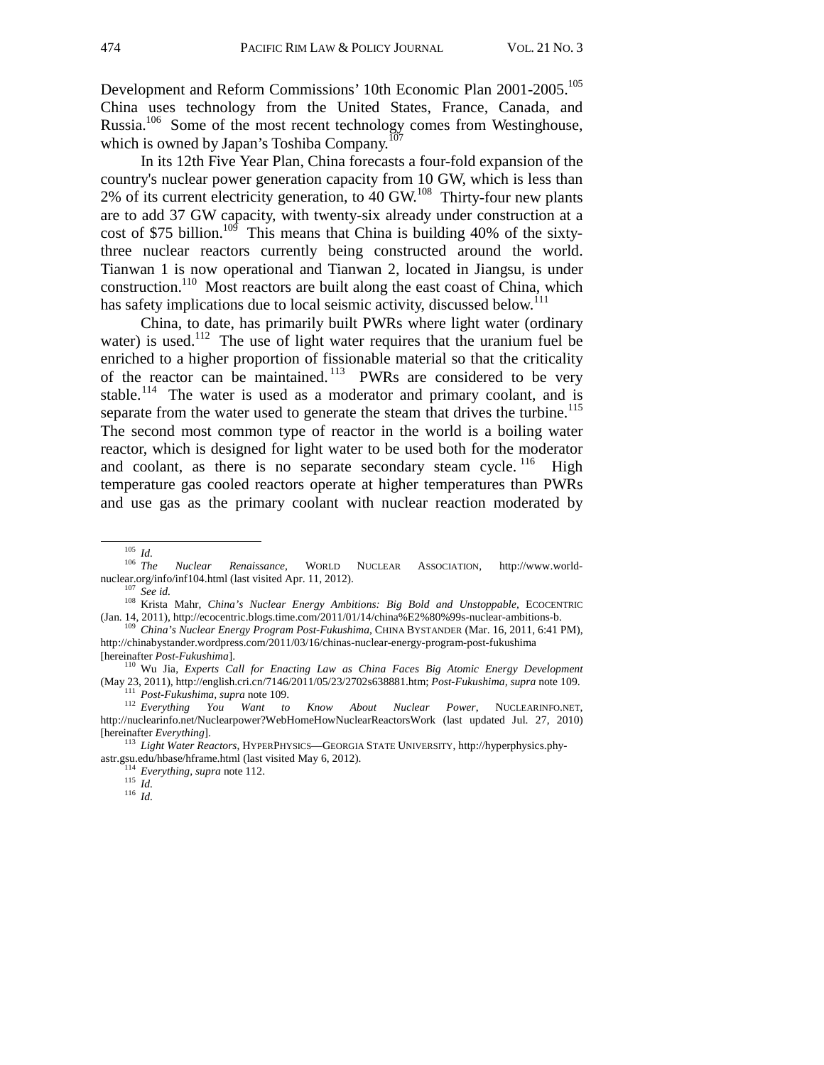Development and Reform Commissions' 10th Economic Plan 2001-2005.[105] China uses technology from the United States, France, Canada, and Russia.[106] Some of the most recent technology comes from Westinghouse, which is owned by Japan's Toshiba Company.[107]

In its 12th Five Year Plan, China forecasts a four-fold expansion of the country's nuclear power generation capacity from 10 GW, which is less than 2% of its current electricity generation, to 40 GW.[108] Thirty-four new plants are to add 37 GW capacity, with twenty-six already under construction at a cost of $75 billion.[109] This means that China is building 40% of the sixty-three nuclear reactors currently being constructed around the world. Tianwan 1 is now operational and Tianwan 2, located in Jiangsu, is under construction.[110] Most reactors are built along the east coast of China, which has safety implications due to local seismic activity, discussed below.[111]

China, to date, has primarily built PWRs where light water (ordinary water) is used.[112] The use of light water requires that the uranium fuel be enriched to a higher proportion of fissionable material so that the criticality of the reactor can be maintained.[113] PWRs are considered to be very stable.[114] The water is used as a moderator and primary coolant, and is separate from the water used to generate the steam that drives the turbine.[115] The second most common type of reactor in the world is a boiling water reactor, which is designed for light water to be used both for the moderator and coolant, as there is no separate secondary steam cycle.[116] High temperature gas cooled reactors operate at higher temperatures than PWRs and use gas as the primary coolant with nuclear reaction moderated by

---

[105] *Id.*

[106] *The Nuclear Renaissance*, WORLD NUCLEAR ASSOCIATION, http://www.world-nuclear.org/info/inf104.html (last visited Apr. 11, 2012).

[107] *See id.*

[108] Krista Mahr, *China's Nuclear Energy Ambitions: Big Bold and Unstoppable*, ECOCENTRIC (Jan. 14, 2011), http://ecocentric.blogs.time.com/2011/01/14/china%E2%80%99s-nuclear-ambitions-b.

[109] *China's Nuclear Energy Program Post-Fukushima*, CHINA BYSTANDER (Mar. 16, 2011, 6:41 PM), http://chinabystander.wordpress.com/2011/03/16/chinas-nuclear-energy-program-post-fukushima [hereinafter *Post-Fukushima*].

[110] Wu Jia, *Experts Call for Enacting Law as China Faces Big Atomic Energy Development* (May 23, 2011), http://english.cri.cn/7146/2011/05/23/2702s638881.htm; *Post-Fukushima*, *supra* note 109.

[111] *Post-Fukushima, supra* note 109.

[112] *Everything You Want to Know About Nuclear Power*, NUCLEARINFO.NET, http://nuclearinfo.net/Nuclearpower?WebHomeHowNuclearReactorsWork (last updated Jul. 27, 2010) [hereinafter *Everything*].

[113] *Light Water Reactors*, HYPERPHYSICS—GEORGIA STATE UNIVERSITY, http://hyperphysics.phy-astr.gsu.edu/hbase/hframe.html (last visited May 6, 2012).

[114] *Everything, supra* note 112.

[115] *Id.*

[116] *Id.*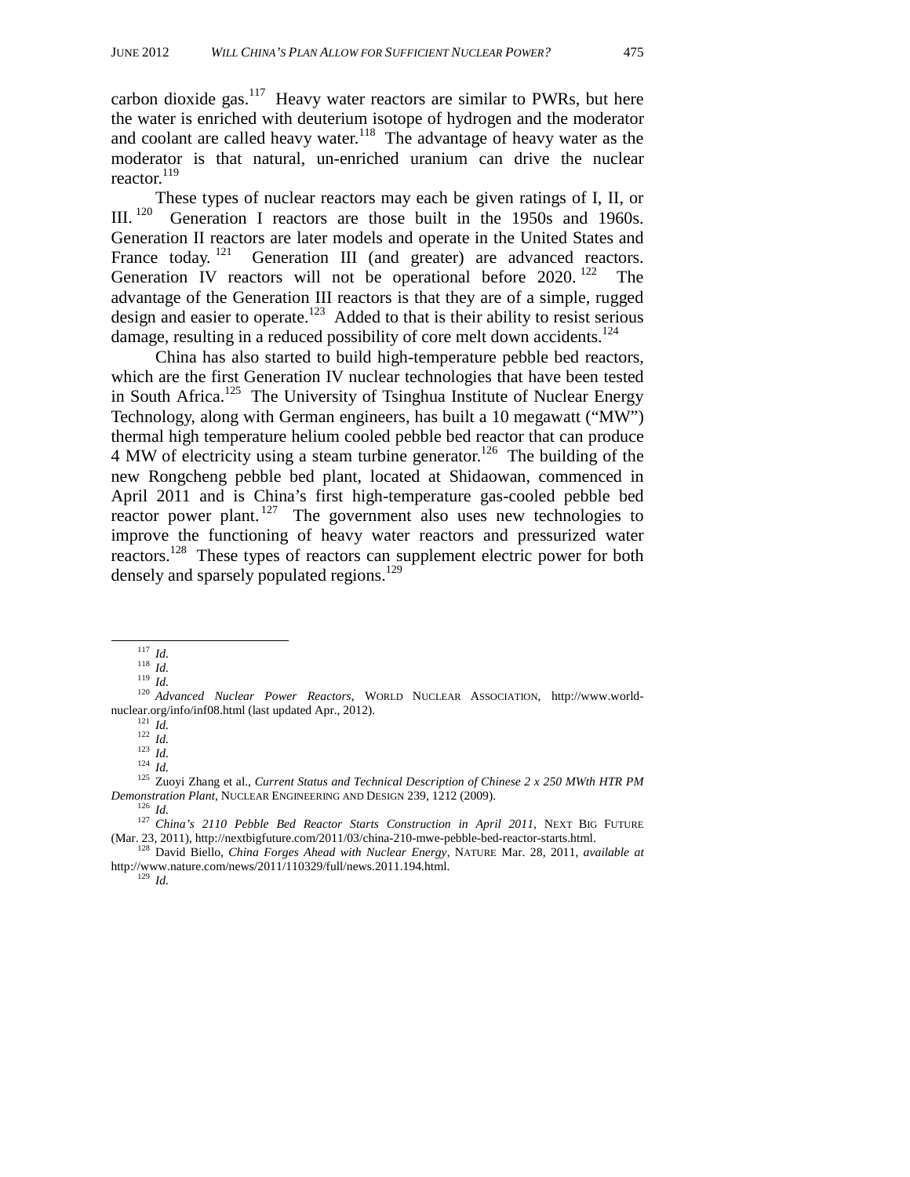carbon dioxide gas.[117] Heavy water reactors are similar to PWRs, but here the water is enriched with deuterium isotope of hydrogen and the moderator and coolant are called heavy water.[118] The advantage of heavy water as the moderator is that natural, un-enriched uranium can drive the nuclear reactor.[119]

These types of nuclear reactors may each be given ratings of I, II, or III.[120] Generation I reactors are those built in the 1950s and 1960s. Generation II reactors are later models and operate in the United States and France today.[121] Generation III (and greater) are advanced reactors. Generation IV reactors will not be operational before 2020.[122] The advantage of the Generation III reactors is that they are of a simple, rugged design and easier to operate.[123] Added to that is their ability to resist serious damage, resulting in a reduced possibility of core melt down accidents.[124]

China has also started to build high-temperature pebble bed reactors, which are the first Generation IV nuclear technologies that have been tested in South Africa.[125] The University of Tsinghua Institute of Nuclear Energy Technology, along with German engineers, has built a 10 megawatt ("MW") thermal high temperature helium cooled pebble bed reactor that can produce 4 MW of electricity using a steam turbine generator.[126] The building of the new Rongcheng pebble bed plant, located at Shidaowan, commenced in April 2011 and is China's first high-temperature gas-cooled pebble bed reactor power plant.[127] The government also uses new technologies to improve the functioning of heavy water reactors and pressurized water reactors.[128] These types of reactors can supplement electric power for both densely and sparsely populated regions.[129]

---

[117] *Id.*

[118] *Id.*

[119] *Id.*

[120] *Advanced Nuclear Power Reactors*, WORLD NUCLEAR ASSOCIATION, http://www.world-nuclear.org/info/inf08.html (last updated Apr., 2012).

[121] *Id.*

[122] *Id.*

[123] *Id.*

[124] *Id.*

[125] Zuoyi Zhang et al., *Current Status and Technical Description of Chinese 2 x 250 MWth HTR PM Demonstration Plant*, NUCLEAR ENGINEERING AND DESIGN 239, 1212 (2009).

[126] *Id.*

[127] *China's 2110 Pebble Bed Reactor Starts Construction in April 2011*, NEXT BIG FUTURE (Mar. 23, 2011), http://nextbigfuture.com/2011/03/china-210-mwe-pebble-bed-reactor-starts.html.

[128] David Biello, *China Forges Ahead with Nuclear Energy*, NATURE Mar. 28, 2011, *available at* http://www.nature.com/news/2011/110329/full/news.2011.194.html.

[129] *Id.*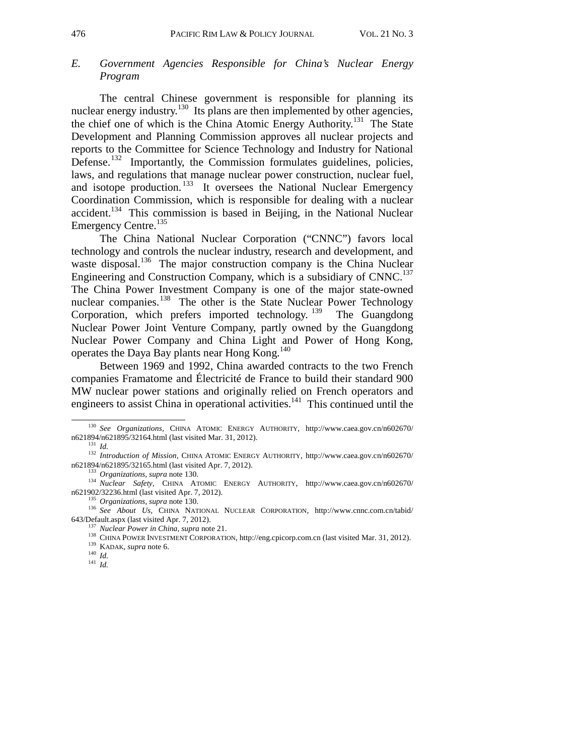### E. Government Agencies Responsible for China's Nuclear Energy Program

The central Chinese government is responsible for planning its nuclear energy industry.[130] Its plans are then implemented by other agencies, the chief one of which is the China Atomic Energy Authority.[131] The State Development and Planning Commission approves all nuclear projects and reports to the Committee for Science Technology and Industry for National Defense.[132] Importantly, the Commission formulates guidelines, policies, laws, and regulations that manage nuclear power construction, nuclear fuel, and isotope production.[133] It oversees the National Nuclear Emergency Coordination Commission, which is responsible for dealing with a nuclear accident.[134] This commission is based in Beijing, in the National Nuclear Emergency Centre.[135]

The China National Nuclear Corporation ("CNNC") favors local technology and controls the nuclear industry, research and development, and waste disposal.[136] The major construction company is the China Nuclear Engineering and Construction Company, which is a subsidiary of CNNC.[137] The China Power Investment Company is one of the major state-owned nuclear companies.[138] The other is the State Nuclear Power Technology Corporation, which prefers imported technology.[139] The Guangdong Nuclear Power Joint Venture Company, partly owned by the Guangdong Nuclear Power Company and China Light and Power of Hong Kong, operates the Daya Bay plants near Hong Kong.[140]

Between 1969 and 1992, China awarded contracts to the two French companies Framatome and Électricité de France to build their standard 900 MW nuclear power stations and originally relied on French operators and engineers to assist China in operational activities.[141] This continued until the

---

[130] *See Organizations*, CHINA ATOMIC ENERGY AUTHORITY, http://www.caea.gov.cn/n602670/n621894/n621895/32164.html (last visited Mar. 31, 2012).

[131] *Id.*

[132] *Introduction of Mission*, CHINA ATOMIC ENERGY AUTHORITY, http://www.caea.gov.cn/n602670/n621894/n621895/32165.html (last visited Apr. 7, 2012).

[133] *Organizations*, *supra* note 130.

[134] *Nuclear Safety*, CHINA ATOMIC ENERGY AUTHORITY, http://www.caea.gov.cn/n602670/n621902/32236.html (last visited Apr. 7, 2012).

[135] *Organizations*, *supra* note 130.

[136] *See About Us*, CHINA NATIONAL NUCLEAR CORPORATION, http://www.cnnc.com.cn/tabid/643/Default.aspx (last visited Apr. 7, 2012).

[137] *Nuclear Power in China*, *supra* note 21.

[138] CHINA POWER INVESTMENT CORPORATION, http://eng.cpicorp.com.cn (last visited Mar. 31, 2012).

[139] KADAK, *supra* note 6.

[140] *Id.*

[141] *Id.*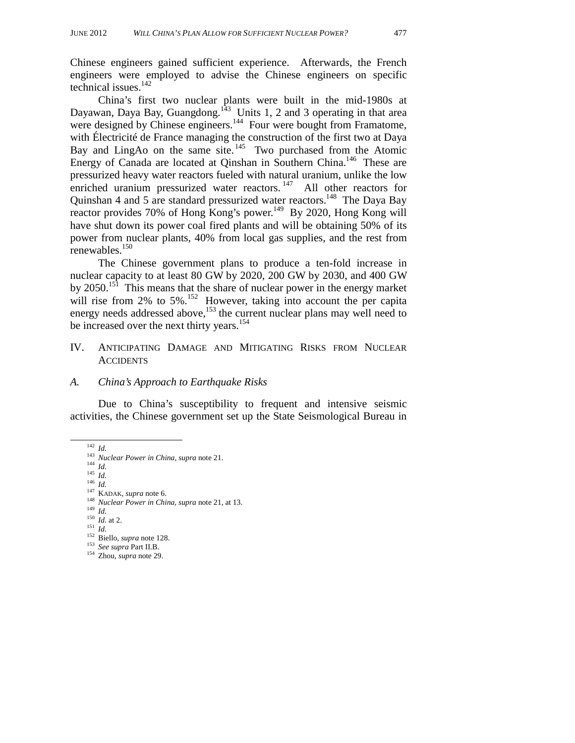Chinese engineers gained sufficient experience. Afterwards, the French engineers were employed to advise the Chinese engineers on specific technical issues.[142]

China's first two nuclear plants were built in the mid-1980s at Dayawan, Daya Bay, Guangdong.[143] Units 1, 2 and 3 operating in that area were designed by Chinese engineers.[144] Four were bought from Framatome, with Électricité de France managing the construction of the first two at Daya Bay and LingAo on the same site.[145] Two purchased from the Atomic Energy of Canada are located at Qinshan in Southern China.[146] These are pressurized heavy water reactors fueled with natural uranium, unlike the low enriched uranium pressurized water reactors.[147] All other reactors for Quinshan 4 and 5 are standard pressurized water reactors.[148] The Daya Bay reactor provides 70% of Hong Kong's power.[149] By 2020, Hong Kong will have shut down its power coal fired plants and will be obtaining 50% of its power from nuclear plants, 40% from local gas supplies, and the rest from renewables.[150]

The Chinese government plans to produce a ten-fold increase in nuclear capacity to at least 80 GW by 2020, 200 GW by 2030, and 400 GW by 2050.[151] This means that the share of nuclear power in the energy market will rise from 2% to 5%.[152] However, taking into account the per capita energy needs addressed above,[153] the current nuclear plans may well need to be increased over the next thirty years.[154]

## IV. Anticipating Damage and Mitigating Risks from Nuclear Accidents

### A. *China's Approach to Earthquake Risks*

Due to China's susceptibility to frequent and intensive seismic activities, the Chinese government set up the State Seismological Bureau in

---

[142] *Id.*
[143] *Nuclear Power in China*, *supra* note 21.
[144] *Id.*
[145] *Id.*
[146] *Id.*
[147] Kadak, *supra* note 6.
[148] *Nuclear Power in China*, *supra* note 21, at 13.
[149] *Id.*
[150] *Id.* at 2.
[151] *Id.*
[152] Biello, *supra* note 128.
[153] *See supra* Part II.B.
[154] Zhou, *supra* note 29.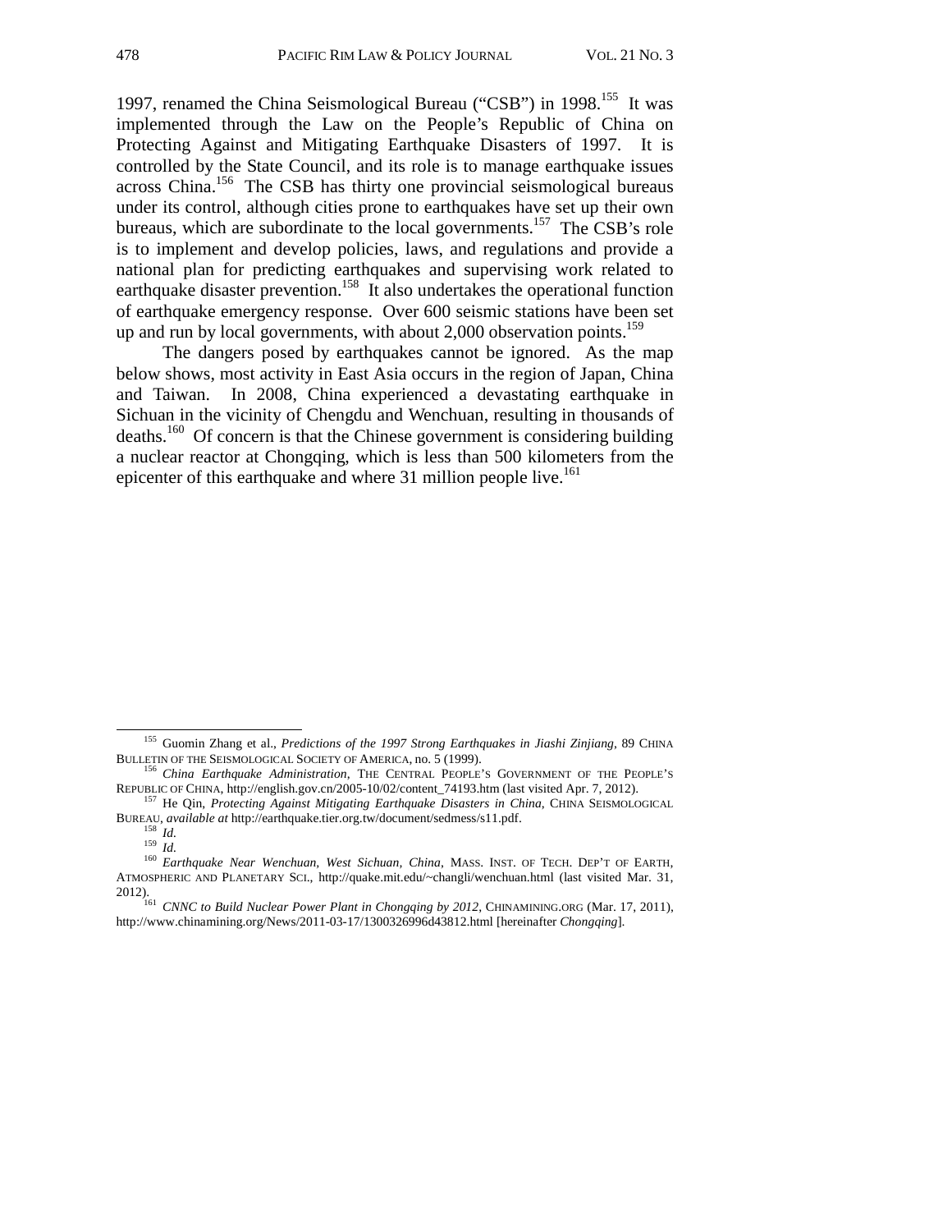1997, renamed the China Seismological Bureau ("CSB") in 1998.[155] It was implemented through the Law on the People's Republic of China on Protecting Against and Mitigating Earthquake Disasters of 1997. It is controlled by the State Council, and its role is to manage earthquake issues across China.[156] The CSB has thirty one provincial seismological bureaus under its control, although cities prone to earthquakes have set up their own bureaus, which are subordinate to the local governments.[157] The CSB's role is to implement and develop policies, laws, and regulations and provide a national plan for predicting earthquakes and supervising work related to earthquake disaster prevention.[158] It also undertakes the operational function of earthquake emergency response. Over 600 seismic stations have been set up and run by local governments, with about 2,000 observation points.[159]

The dangers posed by earthquakes cannot be ignored. As the map below shows, most activity in East Asia occurs in the region of Japan, China and Taiwan. In 2008, China experienced a devastating earthquake in Sichuan in the vicinity of Chengdu and Wenchuan, resulting in thousands of deaths.[160] Of concern is that the Chinese government is considering building a nuclear reactor at Chongqing, which is less than 500 kilometers from the epicenter of this earthquake and where 31 million people live.[161]

---

[155] Guomin Zhang et al., *Predictions of the 1997 Strong Earthquakes in Jiashi Zinjiang*, 89 CHINA BULLETIN OF THE SEISMOLOGICAL SOCIETY OF AMERICA, no. 5 (1999).

[156] *China Earthquake Administration*, THE CENTRAL PEOPLE'S GOVERNMENT OF THE PEOPLE'S REPUBLIC OF CHINA, http://english.gov.cn/2005-10/02/content_74193.htm (last visited Apr. 7, 2012).

[157] He Qin, *Protecting Against Mitigating Earthquake Disasters in China*, CHINA SEISMOLOGICAL BUREAU, *available at* http://earthquake.tier.org.tw/document/sedmess/s11.pdf.

[158] *Id.*

[159] *Id.*

[160] *Earthquake Near Wenchuan, West Sichuan, China*, MASS. INST. OF TECH. DEP'T OF EARTH, ATMOSPHERIC AND PLANETARY SCI., http://quake.mit.edu/~changli/wenchuan.html (last visited Mar. 31, 2012).

[161] *CNNC to Build Nuclear Power Plant in Chongqing by 2012*, CHINAMINING.ORG (Mar. 17, 2011), http://www.chinamining.org/News/2011-03-17/1300326996d43812.html [hereinafter *Chongqing*].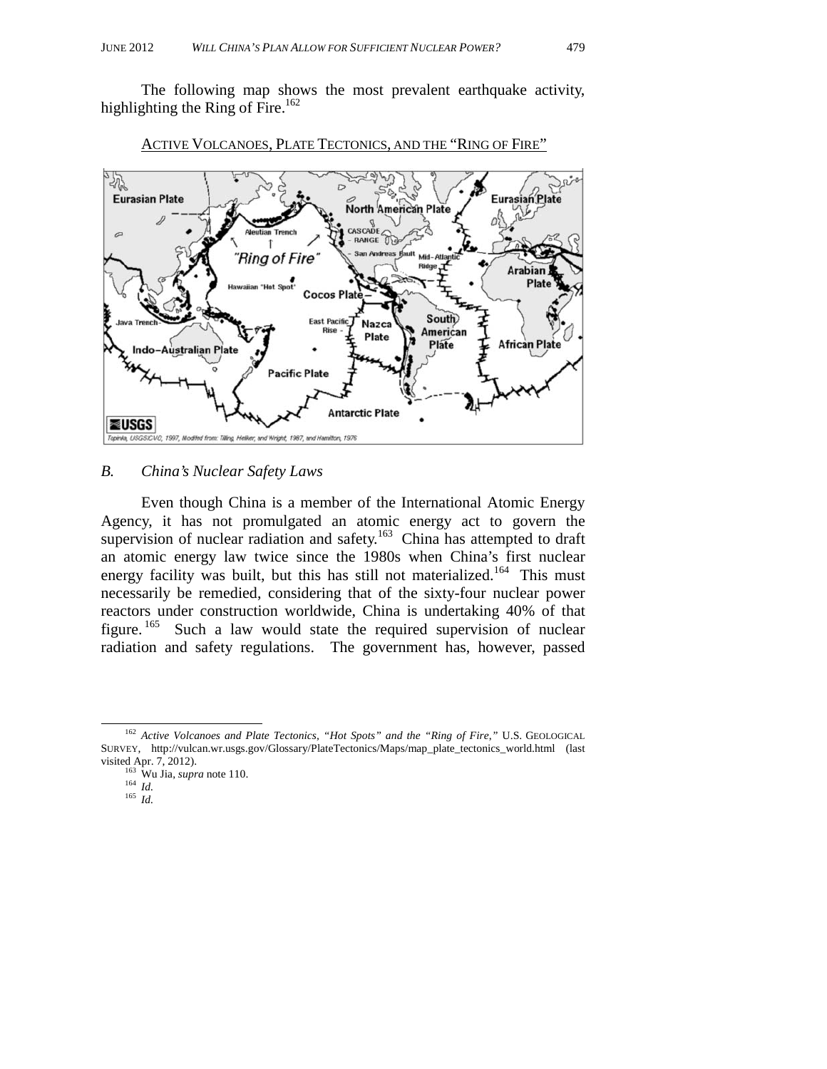The following map shows the most prevalent earthquake activity, highlighting the Ring of Fire.[162]

ACTIVE VOLCANOES, PLATE TECTONICS, AND THE "RING OF FIRE"

### *B. China's Nuclear Safety Laws*

Even though China is a member of the International Atomic Energy Agency, it has not promulgated an atomic energy act to govern the supervision of nuclear radiation and safety.[163] China has attempted to draft an atomic energy law twice since the 1980s when China's first nuclear energy facility was built, but this has still not materialized.[164] This must necessarily be remedied, considering that of the sixty-four nuclear power reactors under construction worldwide, China is undertaking 40% of that figure.[165] Such a law would state the required supervision of nuclear radiation and safety regulations. The government has, however, passed

---

[162] *Active Volcanoes and Plate Tectonics, "Hot Spots" and the "Ring of Fire,"* U.S. GEOLOGICAL SURVEY, http://vulcan.wr.usgs.gov/Glossary/PlateTectonics/Maps/map_plate_tectonics_world.html (last visited Apr. 7, 2012).

[163] Wu Jia, *supra* note 110.

[164] *Id.*

[165] *Id.*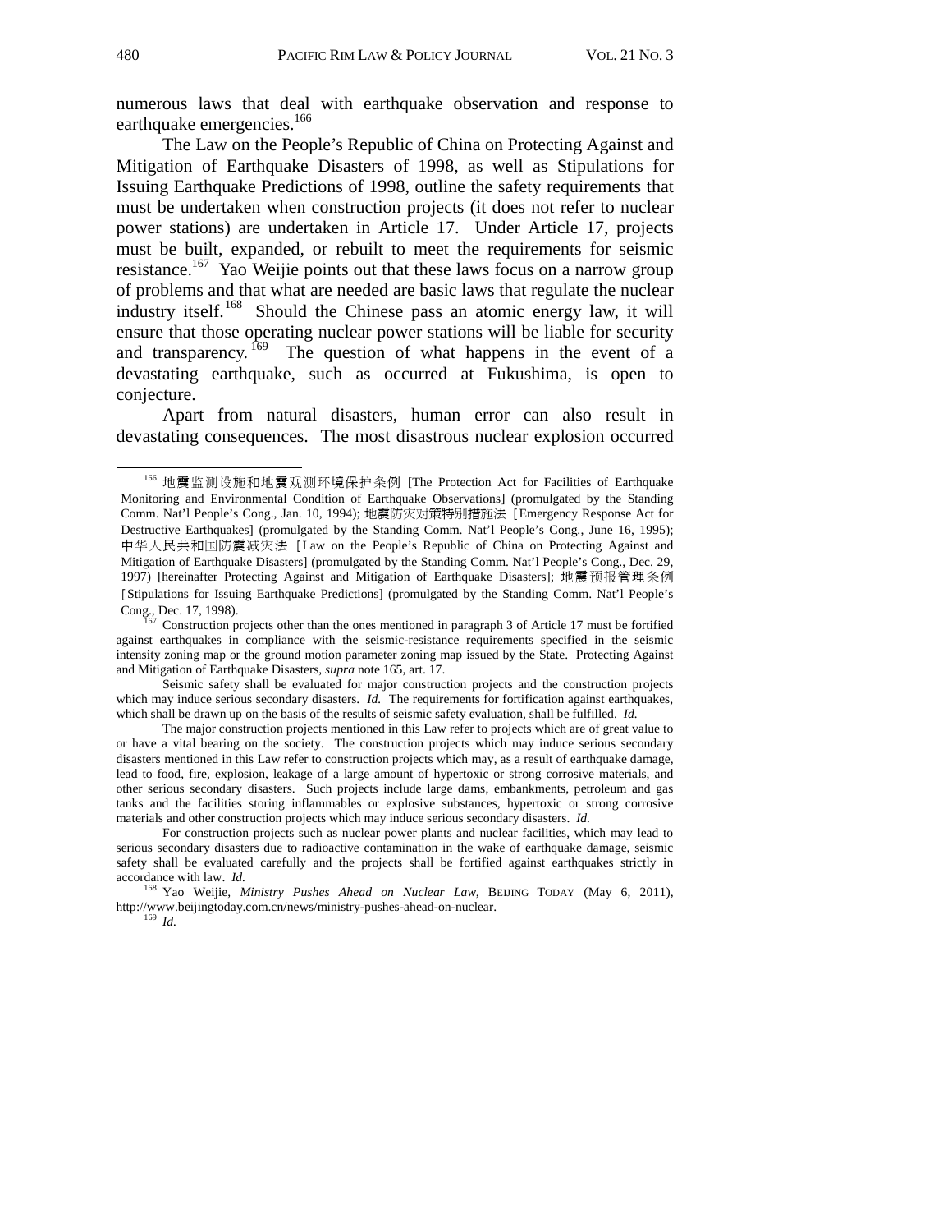numerous laws that deal with earthquake observation and response to earthquake emergencies.[166]

The Law on the People's Republic of China on Protecting Against and Mitigation of Earthquake Disasters of 1998, as well as Stipulations for Issuing Earthquake Predictions of 1998, outline the safety requirements that must be undertaken when construction projects (it does not refer to nuclear power stations) are undertaken in Article 17. Under Article 17, projects must be built, expanded, or rebuilt to meet the requirements for seismic resistance.[167] Yao Weijie points out that these laws focus on a narrow group of problems and that what are needed are basic laws that regulate the nuclear industry itself.[168] Should the Chinese pass an atomic energy law, it will ensure that those operating nuclear power stations will be liable for security and transparency.[169] The question of what happens in the event of a devastating earthquake, such as occurred at Fukushima, is open to conjecture.

Apart from natural disasters, human error can also result in devastating consequences. The most disastrous nuclear explosion occurred

---

[166] 地震监测设施和地震观测环境保护条例 [The Protection Act for Facilities of Earthquake Monitoring and Environmental Condition of Earthquake Observations] (promulgated by the Standing Comm. Nat'l People's Cong., Jan. 10, 1994); 地震防灾对策特别措施法［Emergency Response Act for Destructive Earthquakes] (promulgated by the Standing Comm. Nat'l People's Cong., June 16, 1995); 中华人民共和国防震减灾法［Law on the People's Republic of China on Protecting Against and Mitigation of Earthquake Disasters] (promulgated by the Standing Comm. Nat'l People's Cong., Dec. 29, 1997) [hereinafter Protecting Against and Mitigation of Earthquake Disasters]; 地震预报管理条例［Stipulations for Issuing Earthquake Predictions] (promulgated by the Standing Comm. Nat'l People's Cong., Dec. 17, 1998).

[167] Construction projects other than the ones mentioned in paragraph 3 of Article 17 must be fortified against earthquakes in compliance with the seismic-resistance requirements specified in the seismic intensity zoning map or the ground motion parameter zoning map issued by the State. Protecting Against and Mitigation of Earthquake Disasters, *supra* note 165, art. 17.

Seismic safety shall be evaluated for major construction projects and the construction projects which may induce serious secondary disasters. *Id.* The requirements for fortification against earthquakes, which shall be drawn up on the basis of the results of seismic safety evaluation, shall be fulfilled. *Id.*

The major construction projects mentioned in this Law refer to projects which are of great value to or have a vital bearing on the society. The construction projects which may induce serious secondary disasters mentioned in this Law refer to construction projects which may, as a result of earthquake damage, lead to food, fire, explosion, leakage of a large amount of hypertoxic or strong corrosive materials, and other serious secondary disasters. Such projects include large dams, embankments, petroleum and gas tanks and the facilities storing inflammables or explosive substances, hypertoxic or strong corrosive materials and other construction projects which may induce serious secondary disasters. *Id.*

For construction projects such as nuclear power plants and nuclear facilities, which may lead to serious secondary disasters due to radioactive contamination in the wake of earthquake damage, seismic safety shall be evaluated carefully and the projects shall be fortified against earthquakes strictly in accordance with law. *Id.*

[168] Yao Weijie, *Ministry Pushes Ahead on Nuclear Law*, BEIJING TODAY (May 6, 2011), http://www.beijingtoday.com.cn/news/ministry-pushes-ahead-on-nuclear.

[169] *Id.*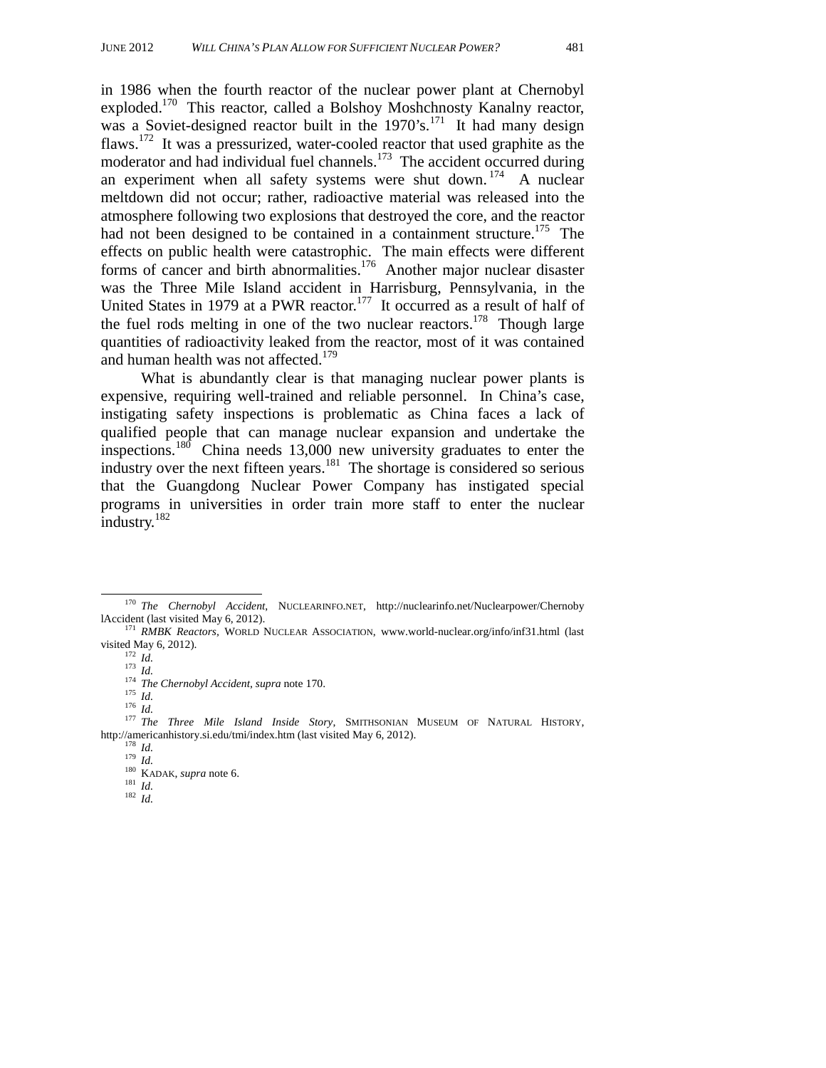in 1986 when the fourth reactor of the nuclear power plant at Chernobyl exploded.[170] This reactor, called a Bolshoy Moshchnosty Kanalny reactor, was a Soviet-designed reactor built in the 1970's.[171] It had many design flaws.[172] It was a pressurized, water-cooled reactor that used graphite as the moderator and had individual fuel channels.[173] The accident occurred during an experiment when all safety systems were shut down.[174] A nuclear meltdown did not occur; rather, radioactive material was released into the atmosphere following two explosions that destroyed the core, and the reactor had not been designed to be contained in a containment structure.[175] The effects on public health were catastrophic. The main effects were different forms of cancer and birth abnormalities.[176] Another major nuclear disaster was the Three Mile Island accident in Harrisburg, Pennsylvania, in the United States in 1979 at a PWR reactor.[177] It occurred as a result of half of the fuel rods melting in one of the two nuclear reactors.[178] Though large quantities of radioactivity leaked from the reactor, most of it was contained and human health was not affected.[179]

What is abundantly clear is that managing nuclear power plants is expensive, requiring well-trained and reliable personnel. In China's case, instigating safety inspections is problematic as China faces a lack of qualified people that can manage nuclear expansion and undertake the inspections.[180] China needs 13,000 new university graduates to enter the industry over the next fifteen years.[181] The shortage is considered so serious that the Guangdong Nuclear Power Company has instigated special programs in universities in order train more staff to enter the nuclear industry.[182]

---

[170] *The Chernobyl Accident*, NUCLEARINFO.NET, http://nuclearinfo.net/Nuclearpower/ChernobylAccident (last visited May 6, 2012).

[171] *RMBK Reactors*, WORLD NUCLEAR ASSOCIATION, www.world-nuclear.org/info/inf31.html (last visited May 6, 2012).

[172] *Id.*

[173] *Id.*

[174] *The Chernobyl Accident*, *supra* note 170.

[175] *Id.*

[176] *Id.*

[177] *The Three Mile Island Inside Story*, SMITHSONIAN MUSEUM OF NATURAL HISTORY, http://americanhistory.si.edu/tmi/index.htm (last visited May 6, 2012).

[178] *Id.*

[179] *Id.*

[180] KADAK, *supra* note 6.

[181] *Id.*

[182] *Id.*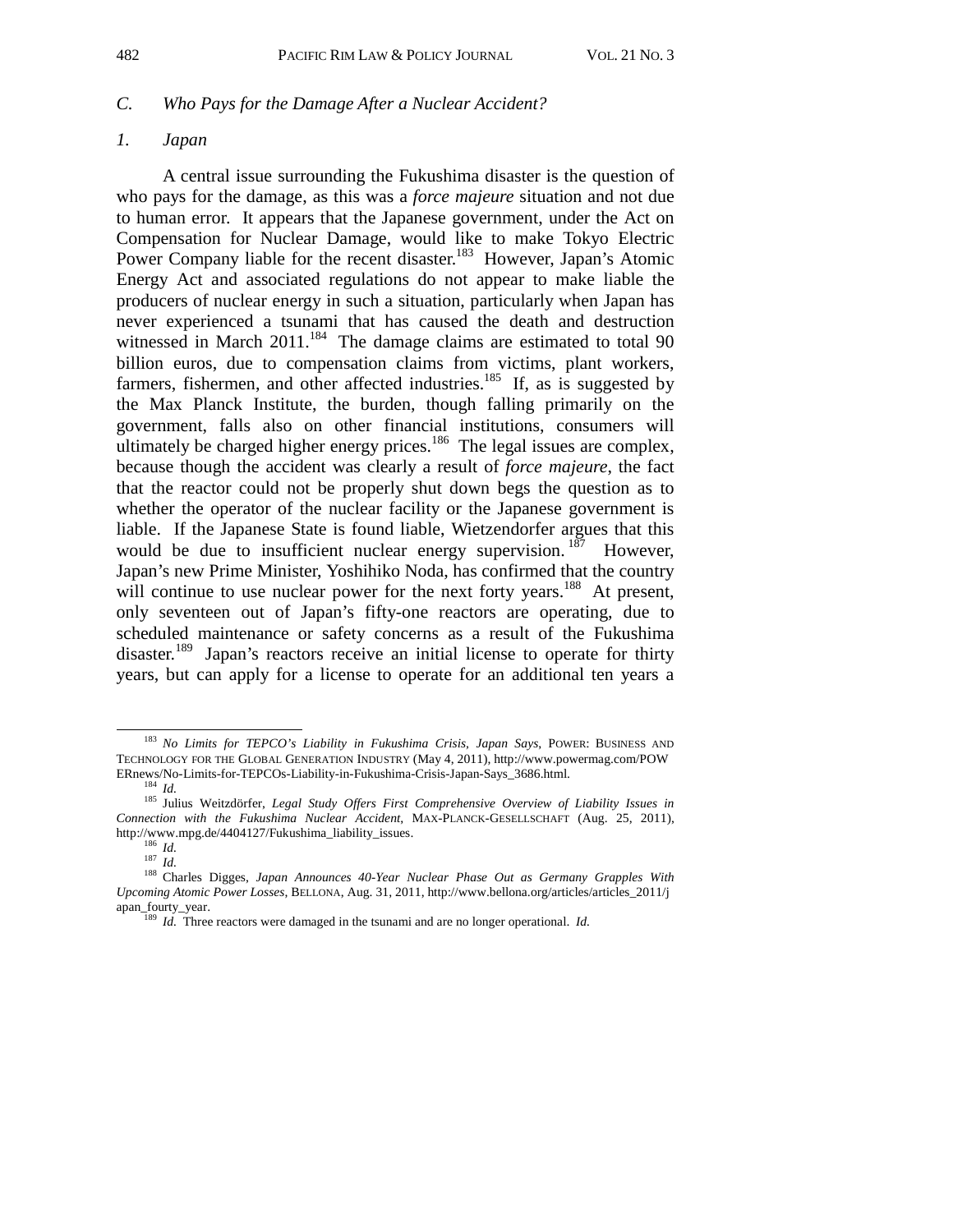### C. Who Pays for the Damage After a Nuclear Accident?

#### 1. Japan

A central issue surrounding the Fukushima disaster is the question of who pays for the damage, as this was a *force majeure* situation and not due to human error. It appears that the Japanese government, under the Act on Compensation for Nuclear Damage, would like to make Tokyo Electric Power Company liable for the recent disaster.[183] However, Japan's Atomic Energy Act and associated regulations do not appear to make liable the producers of nuclear energy in such a situation, particularly when Japan has never experienced a tsunami that has caused the death and destruction witnessed in March 2011.[184] The damage claims are estimated to total 90 billion euros, due to compensation claims from victims, plant workers, farmers, fishermen, and other affected industries.[185] If, as is suggested by the Max Planck Institute, the burden, though falling primarily on the government, falls also on other financial institutions, consumers will ultimately be charged higher energy prices.[186] The legal issues are complex, because though the accident was clearly a result of *force majeure*, the fact that the reactor could not be properly shut down begs the question as to whether the operator of the nuclear facility or the Japanese government is liable. If the Japanese State is found liable, Wietzendorfer argues that this would be due to insufficient nuclear energy supervision.[187] However, Japan's new Prime Minister, Yoshihiko Noda, has confirmed that the country will continue to use nuclear power for the next forty years.[188] At present, only seventeen out of Japan's fifty-one reactors are operating, due to scheduled maintenance or safety concerns as a result of the Fukushima disaster.[189] Japan's reactors receive an initial license to operate for thirty years, but can apply for a license to operate for an additional ten years a

---

[183] *No Limits for TEPCO's Liability in Fukushima Crisis, Japan Says*, POWER: BUSINESS AND TECHNOLOGY FOR THE GLOBAL GENERATION INDUSTRY (May 4, 2011), http://www.powermag.com/POWERnews/No-Limits-for-TEPCOs-Liability-in-Fukushima-Crisis-Japan-Says_3686.html.

[184] *Id.*

[185] Julius Weitzdörfer, *Legal Study Offers First Comprehensive Overview of Liability Issues in Connection with the Fukushima Nuclear Accident*, MAX-PLANCK-GESELLSCHAFT (Aug. 25, 2011), http://www.mpg.de/4404127/Fukushima_liability_issues.

[186] *Id.*

[187] *Id.*

[188] Charles Digges, *Japan Announces 40-Year Nuclear Phase Out as Germany Grapples With Upcoming Atomic Power Losses*, BELLONA, Aug. 31, 2011, http://www.bellona.org/articles/articles_2011/japan_fourty_year.

[189] *Id.* Three reactors were damaged in the tsunami and are no longer operational. *Id.*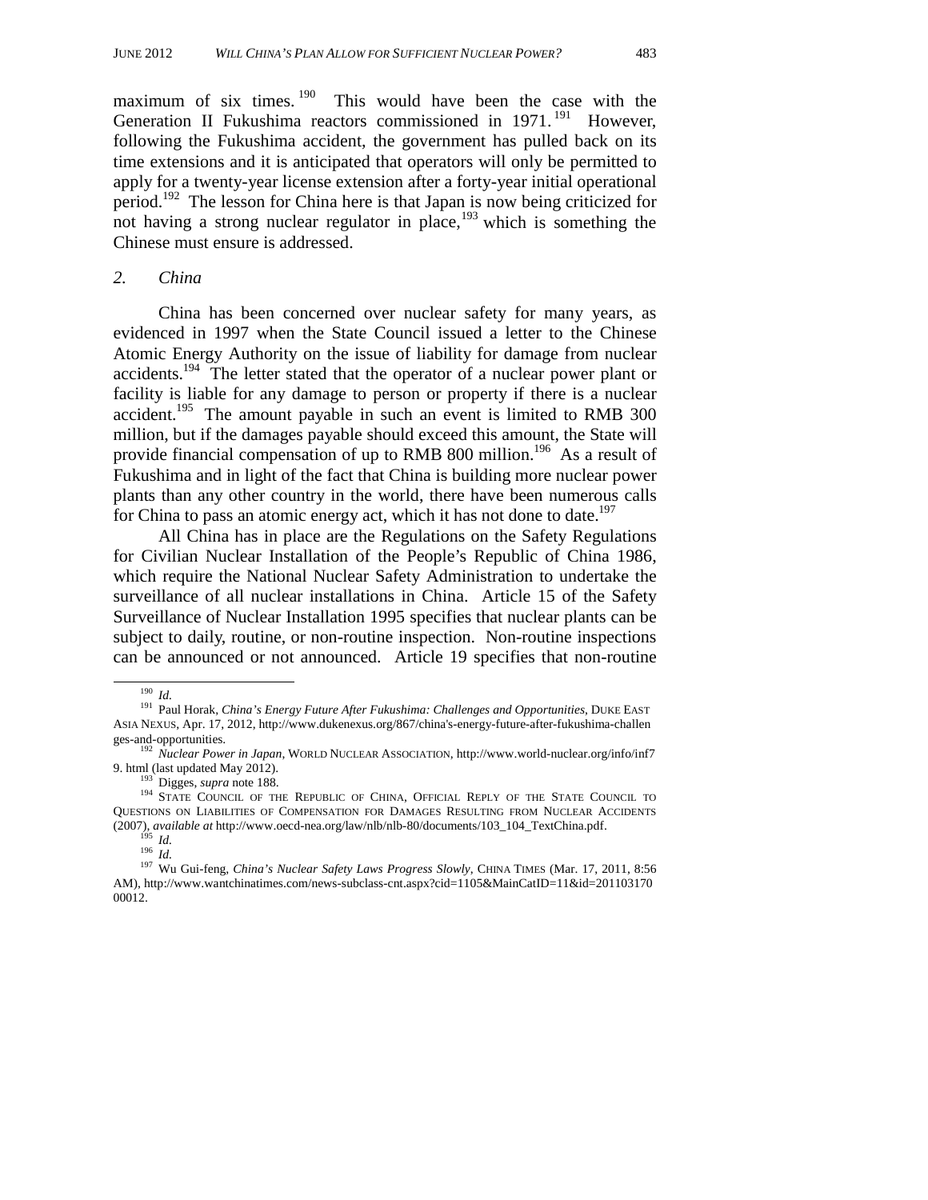maximum of six times.[190] This would have been the case with the Generation II Fukushima reactors commissioned in 1971.[191] However, following the Fukushima accident, the government has pulled back on its time extensions and it is anticipated that operators will only be permitted to apply for a twenty-year license extension after a forty-year initial operational period.[192] The lesson for China here is that Japan is now being criticized for not having a strong nuclear regulator in place,[193] which is something the Chinese must ensure is addressed.

### *2. China*

China has been concerned over nuclear safety for many years, as evidenced in 1997 when the State Council issued a letter to the Chinese Atomic Energy Authority on the issue of liability for damage from nuclear accidents.[194] The letter stated that the operator of a nuclear power plant or facility is liable for any damage to person or property if there is a nuclear accident.[195] The amount payable in such an event is limited to RMB 300 million, but if the damages payable should exceed this amount, the State will provide financial compensation of up to RMB 800 million.[196] As a result of Fukushima and in light of the fact that China is building more nuclear power plants than any other country in the world, there have been numerous calls for China to pass an atomic energy act, which it has not done to date.[197]

All China has in place are the Regulations on the Safety Regulations for Civilian Nuclear Installation of the People's Republic of China 1986, which require the National Nuclear Safety Administration to undertake the surveillance of all nuclear installations in China. Article 15 of the Safety Surveillance of Nuclear Installation 1995 specifies that nuclear plants can be subject to daily, routine, or non-routine inspection. Non-routine inspections can be announced or not announced. Article 19 specifies that non-routine

---

[190] *Id.*

[191] Paul Horak, *China's Energy Future After Fukushima: Challenges and Opportunities*, DUKE EAST ASIA NEXUS, Apr. 17, 2012, http://www.dukenexus.org/867/china's-energy-future-after-fukushima-challenges-and-opportunities.

[192] *Nuclear Power in Japan*, WORLD NUCLEAR ASSOCIATION, http://www.world-nuclear.org/info/inf79. html (last updated May 2012).

[193] Digges, *supra* note 188.

[194] STATE COUNCIL OF THE REPUBLIC OF CHINA, OFFICIAL REPLY OF THE STATE COUNCIL TO QUESTIONS ON LIABILITIES OF COMPENSATION FOR DAMAGES RESULTING FROM NUCLEAR ACCIDENTS (2007), *available at* http://www.oecd-nea.org/law/nlb/nlb-80/documents/103_104_TextChina.pdf.

[195] *Id.*

[196] *Id.*

[197] Wu Gui-feng, *China's Nuclear Safety Laws Progress Slowly*, CHINA TIMES (Mar. 17, 2011, 8:56 AM), http://www.wantchinatimes.com/news-subclass-cnt.aspx?cid=1105&MainCatID=11&id=20110317000012.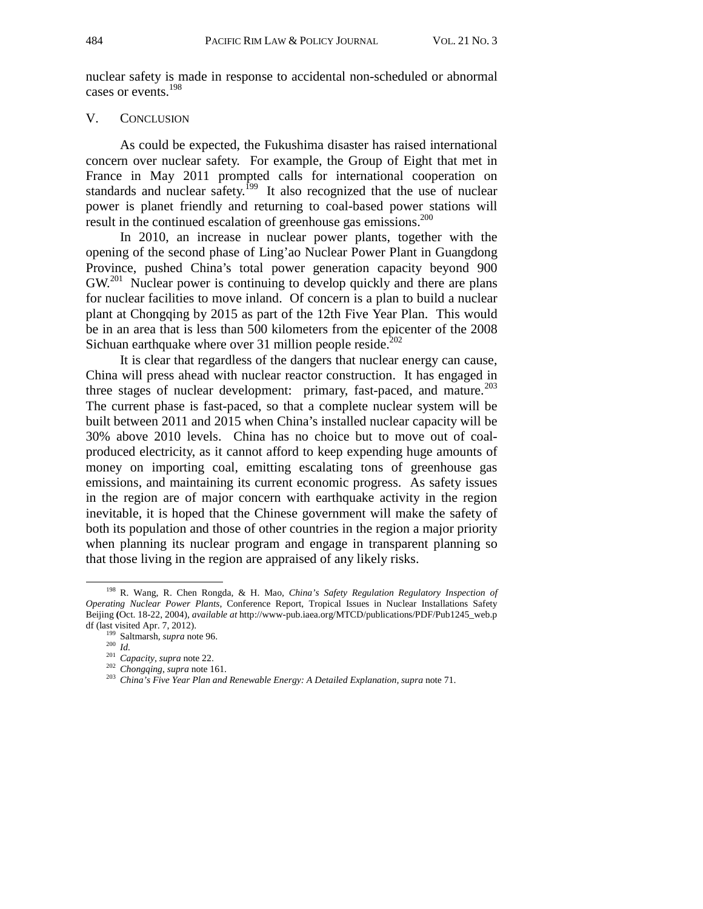nuclear safety is made in response to accidental non-scheduled or abnormal cases or events.[198]

## V. CONCLUSION

As could be expected, the Fukushima disaster has raised international concern over nuclear safety. For example, the Group of Eight that met in France in May 2011 prompted calls for international cooperation on standards and nuclear safety.[199] It also recognized that the use of nuclear power is planet friendly and returning to coal-based power stations will result in the continued escalation of greenhouse gas emissions.[200]

In 2010, an increase in nuclear power plants, together with the opening of the second phase of Ling'ao Nuclear Power Plant in Guangdong Province, pushed China's total power generation capacity beyond 900 GW.[201] Nuclear power is continuing to develop quickly and there are plans for nuclear facilities to move inland. Of concern is a plan to build a nuclear plant at Chongqing by 2015 as part of the 12th Five Year Plan. This would be in an area that is less than 500 kilometers from the epicenter of the 2008 Sichuan earthquake where over 31 million people reside.[202]

It is clear that regardless of the dangers that nuclear energy can cause, China will press ahead with nuclear reactor construction. It has engaged in three stages of nuclear development: primary, fast-paced, and mature.[203] The current phase is fast-paced, so that a complete nuclear system will be built between 2011 and 2015 when China's installed nuclear capacity will be 30% above 2010 levels. China has no choice but to move out of coal-produced electricity, as it cannot afford to keep expending huge amounts of money on importing coal, emitting escalating tons of greenhouse gas emissions, and maintaining its current economic progress. As safety issues in the region are of major concern with earthquake activity in the region inevitable, it is hoped that the Chinese government will make the safety of both its population and those of other countries in the region a major priority when planning its nuclear program and engage in transparent planning so that those living in the region are appraised of any likely risks.

---

[198] R. Wang, R. Chen Rongda, & H. Mao, *China's Safety Regulation Regulatory Inspection of Operating Nuclear Power Plants*, Conference Report, Tropical Issues in Nuclear Installations Safety Beijing (Oct. 18-22, 2004), *available at* http://www-pub.iaea.org/MTCD/publications/PDF/Pub1245_web.pdf (last visited Apr. 7, 2012).

[199] Saltmarsh, *supra* note 96.

[200] *Id.*

[201] *Capacity*, *supra* note 22.

[202] *Chongqing*, *supra* note 161.

[203] *China's Five Year Plan and Renewable Energy: A Detailed Explanation*, *supra* note 71.